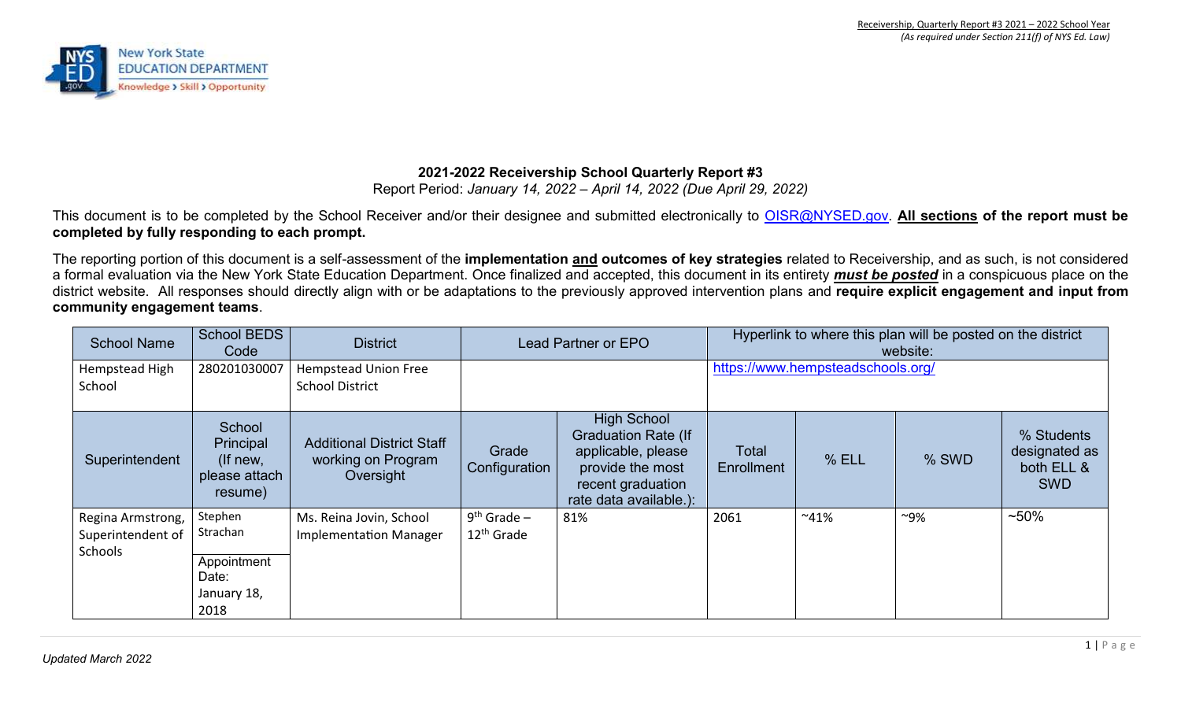**2021-2022 Receivership School Quarterly Report #3**

Report Period: *January 14, 2022 – April 14, 2022 (Due April 29, 2022)*

This document is to be completed by the School Receiver and/or their designee and submitted electronically to OISR@NYSED.gov. **All sections of the report must be completed by fully responding to each prompt.**

The reporting portion of this document is a self-assessment of the **implementation and outcomes of key strategies** related to Receivership, and as such, is not considered a formal evaluation via the New York State Education Department. Once finalized and accepted, this document in its entirety ***must be posted*** in a conspicuous place on the district website. All responses should directly align with or be adaptations to the previously approved intervention plans and **require explicit engagement and input from community engagement teams**.

| School Name | School BEDS Code | District | Lead Partner or EPO | | Hyperlink to where this plan will be posted on the district website: | | | |
|---|---|---|---|---|---|---|---|---|
| Hempstead High School | 280201030007 | Hempstead Union Free School District | | | https://www.hempsteadschools.org/ | | | |
| **Superintendent** | **School Principal (If new, please attach resume)** | **Additional District Staff working on Program Oversight** | **Grade Configuration** | **High School Graduation Rate (If applicable, please provide the most recent graduation rate data available.):** | **Total Enrollment** | **% ELL** | **% SWD** | **% Students designated as both ELL & SWD** |
| Regina Armstrong, Superintendent of Schools | Stephen Strachan<br>Appointment Date: January 18, 2018 | Ms. Reina Jovin, School Implementation Manager | 9th Grade – 12th Grade | 81% | 2061 | ~41% | ~9% | ~50% |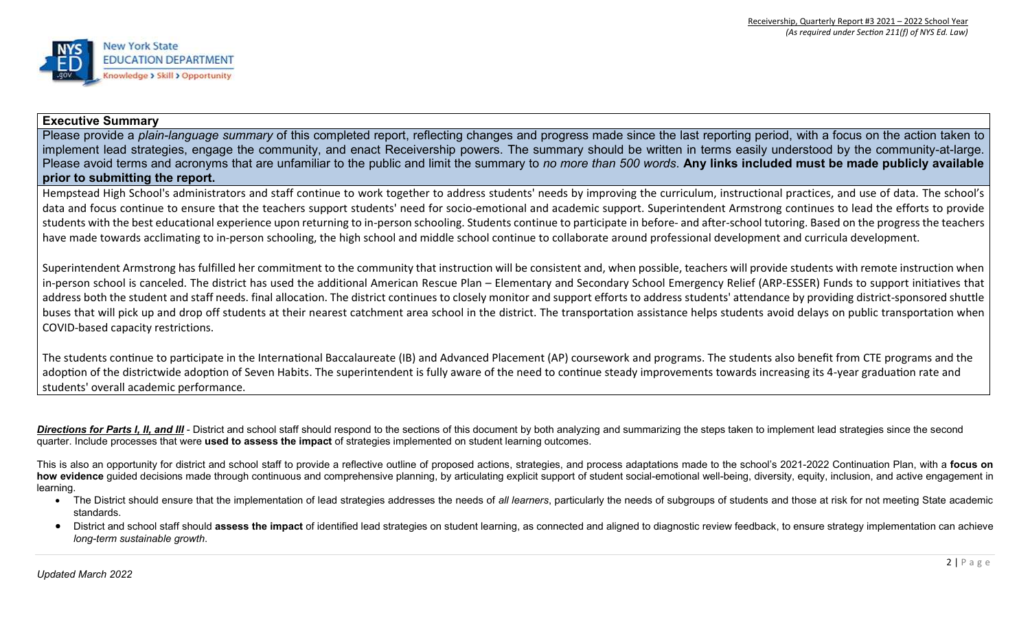## Executive Summary

Please provide a *plain-language summary* of this completed report, reflecting changes and progress made since the last reporting period, with a focus on the action taken to implement lead strategies, engage the community, and enact Receivership powers. The summary should be written in terms easily understood by the community-at-large. Please avoid terms and acronyms that are unfamiliar to the public and limit the summary to *no more than 500 words*. **Any links included must be made publicly available prior to submitting the report.**

Hempstead High School's administrators and staff continue to work together to address students' needs by improving the curriculum, instructional practices, and use of data. The school's data and focus continue to ensure that the teachers support students' need for socio-emotional and academic support. Superintendent Armstrong continues to lead the efforts to provide students with the best educational experience upon returning to in-person schooling. Students continue to participate in before- and after-school tutoring. Based on the progress the teachers have made towards acclimating to in-person schooling, the high school and middle school continue to collaborate around professional development and curricula development.

Superintendent Armstrong has fulfilled her commitment to the community that instruction will be consistent and, when possible, teachers will provide students with remote instruction when in-person school is canceled. The district has used the additional American Rescue Plan – Elementary and Secondary School Emergency Relief (ARP-ESSER) Funds to support initiatives that address both the student and staff needs. final allocation. The district continues to closely monitor and support efforts to address students' attendance by providing district-sponsored shuttle buses that will pick up and drop off students at their nearest catchment area school in the district. The transportation assistance helps students avoid delays on public transportation when COVID-based capacity restrictions.

The students continue to participate in the International Baccalaureate (IB) and Advanced Placement (AP) coursework and programs. The students also benefit from CTE programs and the adoption of the districtwide adoption of Seven Habits. The superintendent is fully aware of the need to continue steady improvements towards increasing its 4-year graduation rate and students' overall academic performance.

***Directions for Parts I, II, and III*** - District and school staff should respond to the sections of this document by both analyzing and summarizing the steps taken to implement lead strategies since the second quarter. Include processes that were **used to assess the impact** of strategies implemented on student learning outcomes.

This is also an opportunity for district and school staff to provide a reflective outline of proposed actions, strategies, and process adaptations made to the school's 2021-2022 Continuation Plan, with a **focus on how evidence** guided decisions made through continuous and comprehensive planning, by articulating explicit support of student social-emotional well-being, diversity, equity, inclusion, and active engagement in learning.

- The District should ensure that the implementation of lead strategies addresses the needs of *all learners*, particularly the needs of subgroups of students and those at risk for not meeting State academic standards.
- District and school staff should **assess the impact** of identified lead strategies on student learning, as connected and aligned to diagnostic review feedback, to ensure strategy implementation can achieve *long-term sustainable growth.*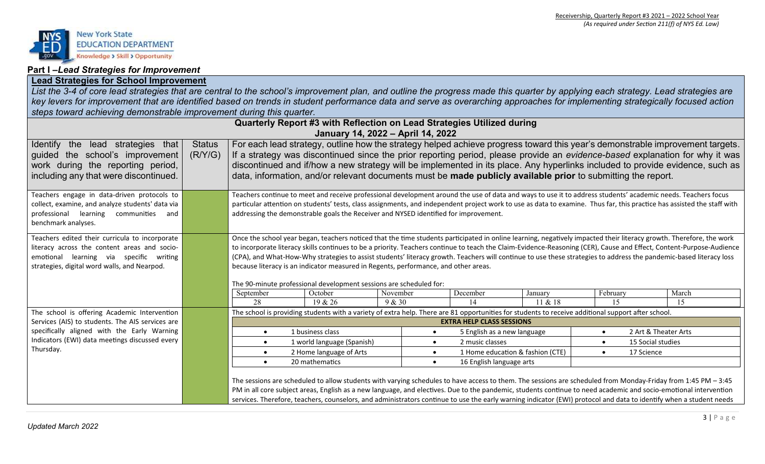## Part I –*Lead Strategies for Improvement*

**Lead Strategies for School Improvement**

*List the 3-4 of core lead strategies that are central to the school's improvement plan, and outline the progress made this quarter by applying each strategy. Lead strategies are key levers for improvement that are identified based on trends in student performance data and serve as overarching approaches for implementing strategically focused action steps toward achieving demonstrable improvement during this quarter.*

**Quarterly Report #3 with Reflection on Lead Strategies Utilized during January 14, 2022 – April 14, 2022**

| Identify the lead strategies that guided the school's improvement work during the reporting period, including any that were discontinued. | Status (R/Y/G) | For each lead strategy, outline how the strategy helped achieve progress toward this year's demonstrable improvement targets. If a strategy was discontinued since the prior reporting period, please provide an *evidence-based* explanation for why it was discontinued and if/how a new strategy will be implemented in its place. Any hyperlinks included to provide evidence, such as data, information, and/or relevant documents must be **made publicly available prior** to submitting the report. |
|---|---|---|
| Teachers engage in data-driven protocols to collect, examine, and analyze students' data via professional learning communities and benchmark analyses. | | Teachers continue to meet and receive professional development around the use of data and ways to use it to address students' academic needs. Teachers focus particular attention on students' tests, class assignments, and independent project work to use as data to examine. Thus far, this practice has assisted the staff with addressing the demonstrable goals the Receiver and NYSED identified for improvement. |
| Teachers edited their curricula to incorporate literacy across the content areas and socio-emotional learning via specific writing strategies, digital word walls, and Nearpod. | | Once the school year began, teachers noticed that the time students participated in online learning, negatively impacted their literacy growth. Therefore, the work to incorporate literacy skills continues to be a priority. Teachers continue to teach the Claim-Evidence-Reasoning (CER), Cause and Effect, Content-Purpose-Audience (CPA), and What-How-Why strategies to assist students' literacy growth. Teachers will continue to use these strategies to address the pandemic-based literacy loss because literacy is an indicator measured in Regents, performance, and other areas.<br><br>The 90-minute professional development sessions are scheduled for:<br>September: 28; October: 19 & 26; November: 9 & 30; December: 14; January: 11 & 18; February: 15; March: 15 |
| The school is offering Academic Intervention Services (AIS) to students. The AIS services are specifically aligned with the Early Warning Indicators (EWI) data meetings discussed every Thursday. | | The school is providing students with a variety of extra help. There are 81 opportunities for students to receive additional support after school.<br><br>**EXTRA HELP CLASS SESSIONS**<br>• 1 business class<br>• 1 world language (Spanish)<br>• 2 Home language of Arts<br>• 20 mathematics<br>• 5 English as a new language<br>• 2 music classes<br>• 1 Home education & fashion (CTE)<br>• 16 English language arts<br>• 2 Art & Theater Arts<br>• 15 Social studies<br>• 17 Science<br><br>The sessions are scheduled to allow students with varying schedules to have access to them. The sessions are scheduled from Monday-Friday from 1:45 PM – 3:45 PM in all core subject areas, English as a new language, and electives. Due to the pandemic, students continue to need academic and socio-emotional intervention services. Therefore, teachers, counselors, and administrators continue to use the early warning indicator (EWI) protocol and data to identify when a student needs |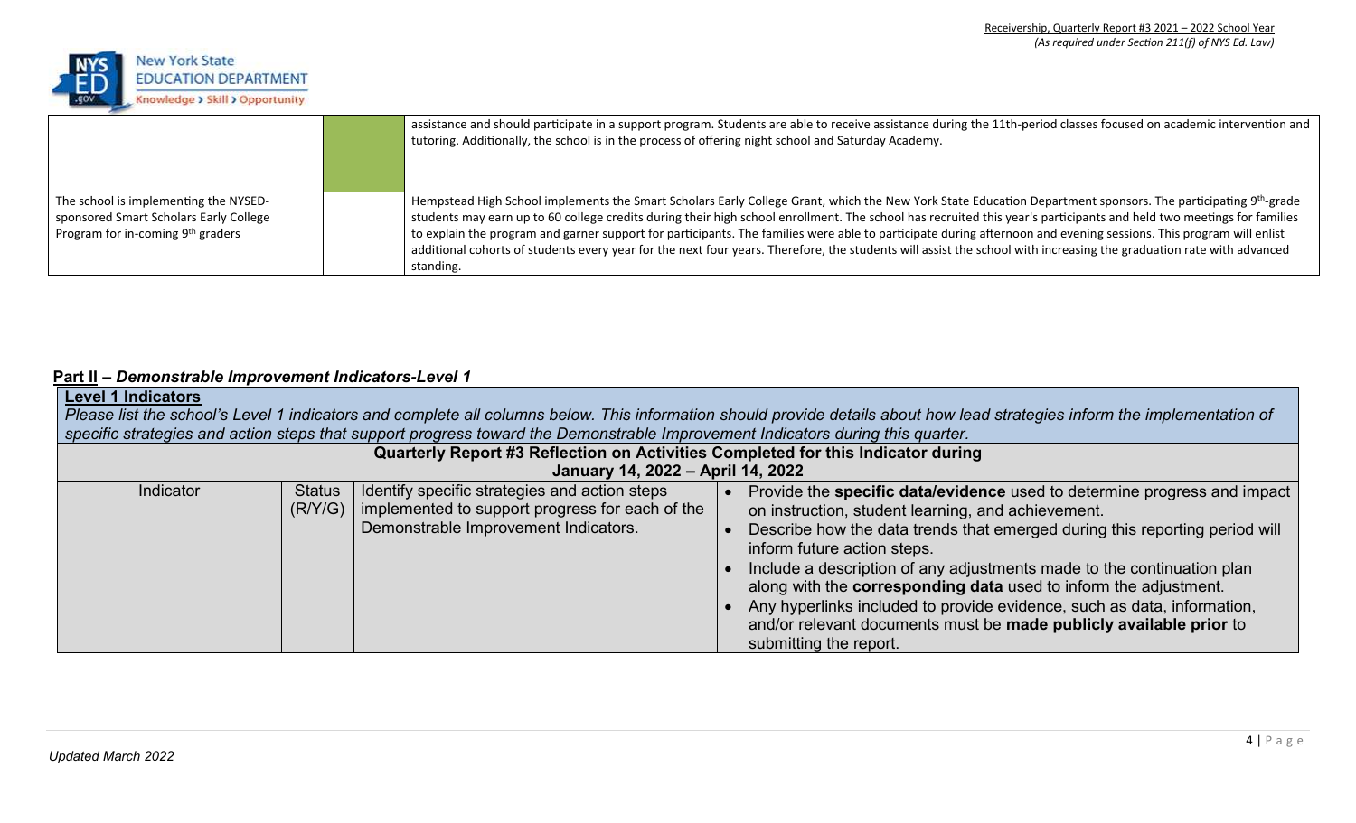| | | |
|---|---|---|
| | | assistance and should participate in a support program. Students are able to receive assistance during the 11th-period classes focused on academic intervention and tutoring. Additionally, the school is in the process of offering night school and Saturday Academy. |
| The school is implementing the NYSED-sponsored Smart Scholars Early College Program for in-coming 9th graders | | Hempstead High School implements the Smart Scholars Early College Grant, which the New York State Education Department sponsors. The participating 9th-grade students may earn up to 60 college credits during their high school enrollment. The school has recruited this year's participants and held two meetings for families to explain the program and garner support for participants. The families were able to participate during afternoon and evening sessions. This program will enlist additional cohorts of students every year for the next four years. Therefore, the students will assist the school with increasing the graduation rate with advanced standing. |

## **Part II** – *Demonstrable Improvement Indicators-Level 1*

**Level 1 Indicators**

*Please list the school's Level 1 indicators and complete all columns below. This information should provide details about how lead strategies inform the implementation of specific strategies and action steps that support progress toward the Demonstrable Improvement Indicators during this quarter.*

| **Quarterly Report #3 Reflection on Activities Completed for this Indicator during January 14, 2022 – April 14, 2022** | | | |
|---|---|---|---|
| Indicator | Status (R/Y/G) | Identify specific strategies and action steps implemented to support progress for each of the Demonstrable Improvement Indicators. | • Provide the **specific data/evidence** used to determine progress and impact on instruction, student learning, and achievement.<br>• Describe how the data trends that emerged during this reporting period will inform future action steps.<br>• Include a description of any adjustments made to the continuation plan along with the **corresponding data** used to inform the adjustment.<br>• Any hyperlinks included to provide evidence, such as data, information, and/or relevant documents must be **made publicly available prior** to submitting the report. |

*Updated March 2022*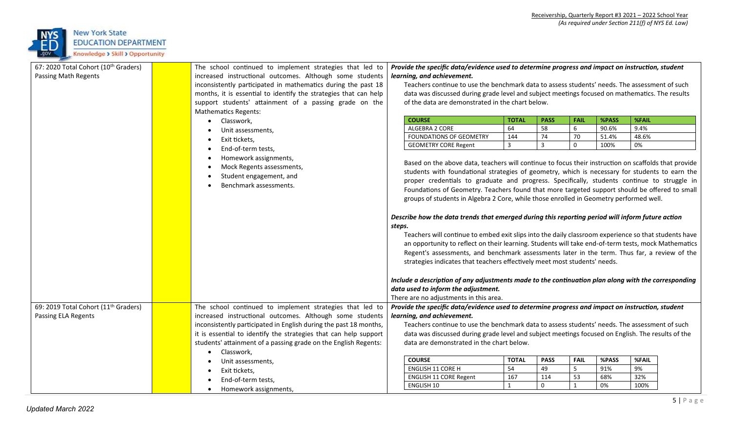| Indicator | Status | Strategies | Data/Evidence |
|---|---|---|---|
| 67: 2020 Total Cohort (10th Graders) Passing Math Regents | | The school continued to implement strategies that led to increased instructional outcomes. Although some students inconsistently participated in mathematics during the past 18 months, it is essential to identify the strategies that can help support students' attainment of a passing grade on the Mathematics Regents:<br>• Classwork,<br>• Unit assessments,<br>• Exit tickets,<br>• End-of-term tests,<br>• Homework assignments,<br>• Mock Regents assessments,<br>• Student engagement, and<br>• Benchmark assessments. | ***Provide the specific data/evidence used to determine progress and impact on instruction, student learning, and achievement.***<br>Teachers continue to use the benchmark data to assess students' needs. The assessment of such data was discussed during grade level and subject meetings focused on mathematics. The results of the data are demonstrated in the chart below.<br><br>COURSE / TOTAL / PASS / FAIL / %PASS / %FAIL<br>ALGEBRA 2 CORE / 64 / 58 / 6 / 90.6% / 9.4%<br>FOUNDATIONS OF GEOMETRY / 144 / 74 / 70 / 51.4% / 48.6%<br>GEOMETRY CORE Regent / 3 / 3 / 0 / 100% / 0%<br><br>Based on the above data, teachers will continue to focus their instruction on scaffolds that provide students with foundational strategies of geometry, which is necessary for students to earn the proper credentials to graduate and progress. Specifically, students continue to struggle in Foundations of Geometry. Teachers found that more targeted support should be offered to small groups of students in Algebra 2 Core, while those enrolled in Geometry performed well.<br><br>***Describe how the data trends that emerged during this reporting period will inform future action steps.***<br>Teachers will continue to embed exit slips into the daily classroom experience so that students have an opportunity to reflect on their learning. Students will take end-of-term tests, mock Mathematics Regent's assessments, and benchmark assessments later in the term. Thus far, a review of the strategies indicates that teachers effectively meet most students' needs.<br><br>***Include a description of any adjustments made to the continuation plan along with the corresponding data used to inform the adjustment.***<br>There are no adjustments in this area. |
| 69: 2019 Total Cohort (11th Graders) Passing ELA Regents | | The school continued to implement strategies that led to increased instructional outcomes. Although some students inconsistently participated in English during the past 18 months, it is essential to identify the strategies that can help support students' attainment of a passing grade on the English Regents:<br>• Classwork,<br>• Unit assessments,<br>• Exit tickets,<br>• End-of-term tests,<br>• Homework assignments, | ***Provide the specific data/evidence used to determine progress and impact on instruction, student learning, and achievement.***<br>Teachers continue to use the benchmark data to assess students' needs. The assessment of such data was discussed during grade level and subject meetings focused on English. The results of the data are demonstrated in the chart below.<br><br>COURSE / TOTAL / PASS / FAIL / %PASS / %FAIL<br>ENGLISH 11 CORE H / 54 / 49 / 5 / 91% / 9%<br>ENGLISH 11 CORE Regent / 167 / 114 / 53 / 68% / 32%<br>ENGLISH 10 / 1 / 0 / 1 / 0% / 100% |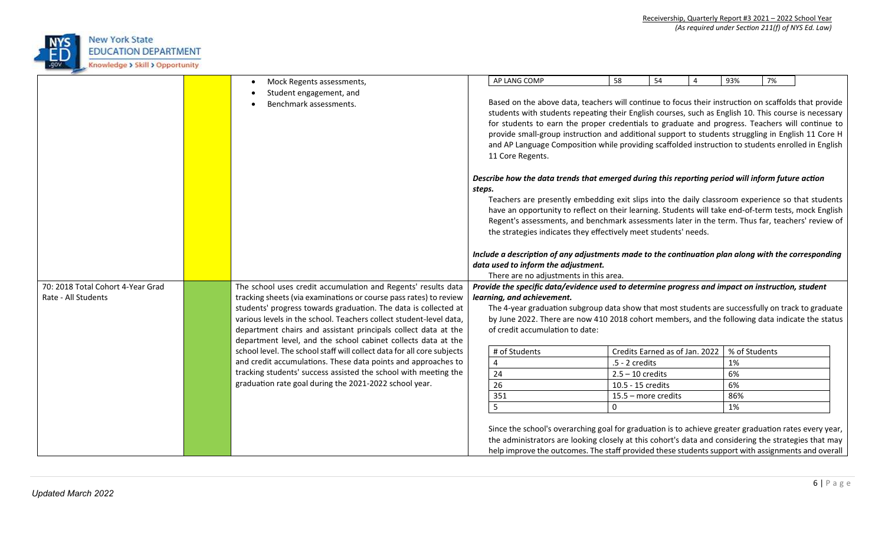| | | | |
|---|---|---|---|
| | | - Mock Regents assessments,<br>- Student engagement, and<br>- Benchmark assessments. | \| AP LANG COMP \| 58 \| 54 \| 4 \| 93% \| 7% \|<br><br>Based on the above data, teachers will continue to focus their instruction on scaffolds that provide students with students repeating their English courses, such as English 10. This course is necessary for students to earn the proper credentials to graduate and progress. Teachers will continue to provide small-group instruction and additional support to students struggling in English 11 Core H and AP Language Composition while providing scaffolded instruction to students enrolled in English 11 Core Regents.<br><br>***Describe how the data trends that emerged during this reporting period will inform future action steps.***<br>Teachers are presently embedding exit slips into the daily classroom experience so that students have an opportunity to reflect on their learning. Students will take end-of-term tests, mock English Regent's assessments, and benchmark assessments later in the term. Thus far, teachers' review of the strategies indicates they effectively meet students' needs.<br><br>***Include a description of any adjustments made to the continuation plan along with the corresponding data used to inform the adjustment.***<br>There are no adjustments in this area. |
| 70: 2018 Total Cohort 4-Year Grad Rate - All Students | | The school uses credit accumulation and Regents' results data tracking sheets (via examinations or course pass rates) to review students' progress towards graduation. The data is collected at various levels in the school. Teachers collect student-level data, department chairs and assistant principals collect data at the department level, and the school cabinet collects data at the school level. The school staff will collect data for all core subjects and credit accumulations. These data points and approaches to tracking students' success assisted the school with meeting the graduation rate goal during the 2021-2022 school year. | ***Provide the specific data/evidence used to determine progress and impact on instruction, student learning, and achievement.***<br>The 4-year graduation subgroup data show that most students are successfully on track to graduate by June 2022. There are now 410 2018 cohort members, and the following data indicate the status of credit accumulation to date:<br><br>\| # of Students \| Credits Earned as of Jan. 2022 \| % of Students \|<br>\| 4 \| .5 - 2 credits \| 1% \|<br>\| 24 \| 2.5 – 10 credits \| 6% \|<br>\| 26 \| 10.5 - 15 credits \| 6% \|<br>\| 351 \| 15.5 – more credits \| 86% \|<br>\| 5 \| 0 \| 1% \|<br><br>Since the school's overarching goal for graduation is to achieve greater graduation rates every year, the administrators are looking closely at this cohort's data and considering the strategies that may help improve the outcomes. The staff provided these students support with assignments and overall |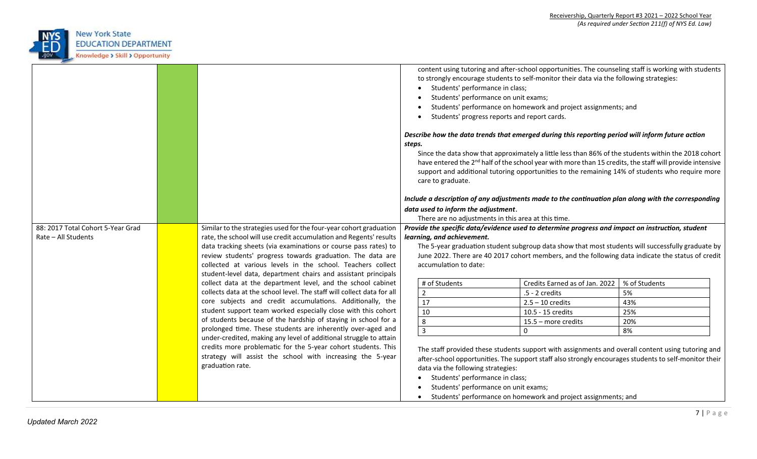| | | | |
|---|---|---|---|
| | | | content using tutoring and after-school opportunities. The counseling staff is working with students to strongly encourage students to self-monitor their data via the following strategies:<br>• Students' performance in class;<br>• Students' performance on unit exams;<br>• Students' performance on homework and project assignments; and<br>• Students' progress reports and report cards.<br><br>***Describe how the data trends that emerged during this reporting period will inform future action steps.***<br>Since the data show that approximately a little less than 86% of the students within the 2018 cohort have entered the 2nd half of the school year with more than 15 credits, the staff will provide intensive support and additional tutoring opportunities to the remaining 14% of students who require more care to graduate.<br><br>***Include a description of any adjustments made to the continuation plan along with the corresponding data used to inform the adjustment.***<br>There are no adjustments in this area at this time. |
| 88: 2017 Total Cohort 5-Year Grad Rate – All Students | | Similar to the strategies used for the four-year cohort graduation rate, the school will use credit accumulation and Regents' results data tracking sheets (via examinations or course pass rates) to review students' progress towards graduation. The data are collected at various levels in the school. Teachers collect student-level data, department chairs and assistant principals collect data at the department level, and the school cabinet collects data at the school level. The staff will collect data for all core subjects and credit accumulations. Additionally, the student support team worked especially close with this cohort of students because of the hardship of staying in school for a prolonged time. These students are inherently over-aged and under-credited, making any level of additional struggle to attain credits more problematic for the 5-year cohort students. This strategy will assist the school with increasing the 5-year graduation rate. | ***Provide the specific data/evidence used to determine progress and impact on instruction, student learning, and achievement.***<br>The 5-year graduation student subgroup data show that most students will successfully graduate by June 2022. There are 40 2017 cohort members, and the following data indicate the status of credit accumulation to date:<br><br>\| # of Students \| Credits Earned as of Jan. 2022 \| % of Students \|<br>\| 2 \| .5 - 2 credits \| 5% \|<br>\| 17 \| 2.5 – 10 credits \| 43% \|<br>\| 10 \| 10.5 - 15 credits \| 25% \|<br>\| 8 \| 15.5 – more credits \| 20% \|<br>\| 3 \| 0 \| 8% \|<br><br>The staff provided these students support with assignments and overall content using tutoring and after-school opportunities. The support staff also strongly encourages students to self-monitor their data via the following strategies:<br>• Students' performance in class;<br>• Students' performance on unit exams;<br>• Students' performance on homework and project assignments; and |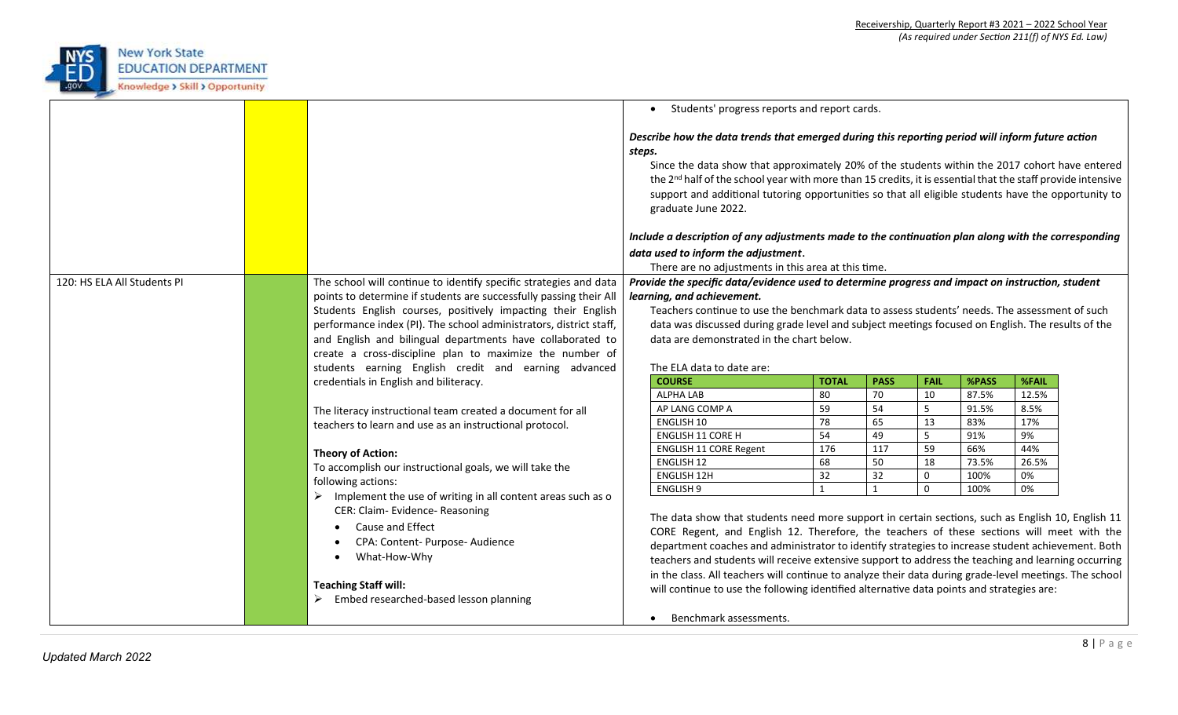| | | | |
|---|---|---|---|
| | | | • Students' progress reports and report cards.<br><br>***Describe how the data trends that emerged during this reporting period will inform future action steps.***<br>Since the data show that approximately 20% of the students within the 2017 cohort have entered the 2nd half of the school year with more than 15 credits, it is essential that the staff provide intensive support and additional tutoring opportunities so that all eligible students have the opportunity to graduate June 2022.<br><br>***Include a description of any adjustments made to the continuation plan along with the corresponding data used to inform the adjustment.***<br>There are no adjustments in this area at this time. |
| 120: HS ELA All Students PI | | The school will continue to identify specific strategies and data points to determine if students are successfully passing their All Students English courses, positively impacting their English performance index (PI). The school administrators, district staff, and English and bilingual departments have collaborated to create a cross-discipline plan to maximize the number of students earning English credit and earning advanced credentials in English and biliteracy.<br><br>The literacy instructional team created a document for all teachers to learn and use as an instructional protocol.<br><br>**Theory of Action:**<br>To accomplish our instructional goals, we will take the following actions:<br>➢ Implement the use of writing in all content areas such as o CER: Claim- Evidence- Reasoning<br>• Cause and Effect<br>• CPA: Content- Purpose- Audience<br>• What-How-Why<br><br>**Teaching Staff will:**<br>➢ Embed researched-based lesson planning | ***Provide the specific data/evidence used to determine progress and impact on instruction, student learning, and achievement.***<br>Teachers continue to use the benchmark data to assess students' needs. The assessment of such data was discussed during grade level and subject meetings focused on English. The results of the data are demonstrated in the chart below.<br><br>The ELA data to date are:<br><br>**COURSE / TOTAL / PASS / FAIL / %PASS / %FAIL**<br>ALPHA LAB / 80 / 70 / 10 / 87.5% / 12.5%<br>AP LANG COMP A / 59 / 54 / 5 / 91.5% / 8.5%<br>ENGLISH 10 / 78 / 65 / 13 / 83% / 17%<br>ENGLISH 11 CORE H / 54 / 49 / 5 / 91% / 9%<br>ENGLISH 11 CORE Regent / 176 / 117 / 59 / 66% / 44%<br>ENGLISH 12 / 68 / 50 / 18 / 73.5% / 26.5%<br>ENGLISH 12H / 32 / 32 / 0 / 100% / 0%<br>ENGLISH 9 / 1 / 1 / 0 / 100% / 0%<br><br>The data show that students need more support in certain sections, such as English 10, English 11 CORE Regent, and English 12. Therefore, the teachers of these sections will meet with the department coaches and administrator to identify strategies to increase student achievement. Both teachers and students will receive extensive support to address the teaching and learning occurring in the class. All teachers will continue to analyze their data during grade-level meetings. The school will continue to use the following identified alternative data points and strategies are:<br><br>• Benchmark assessments. |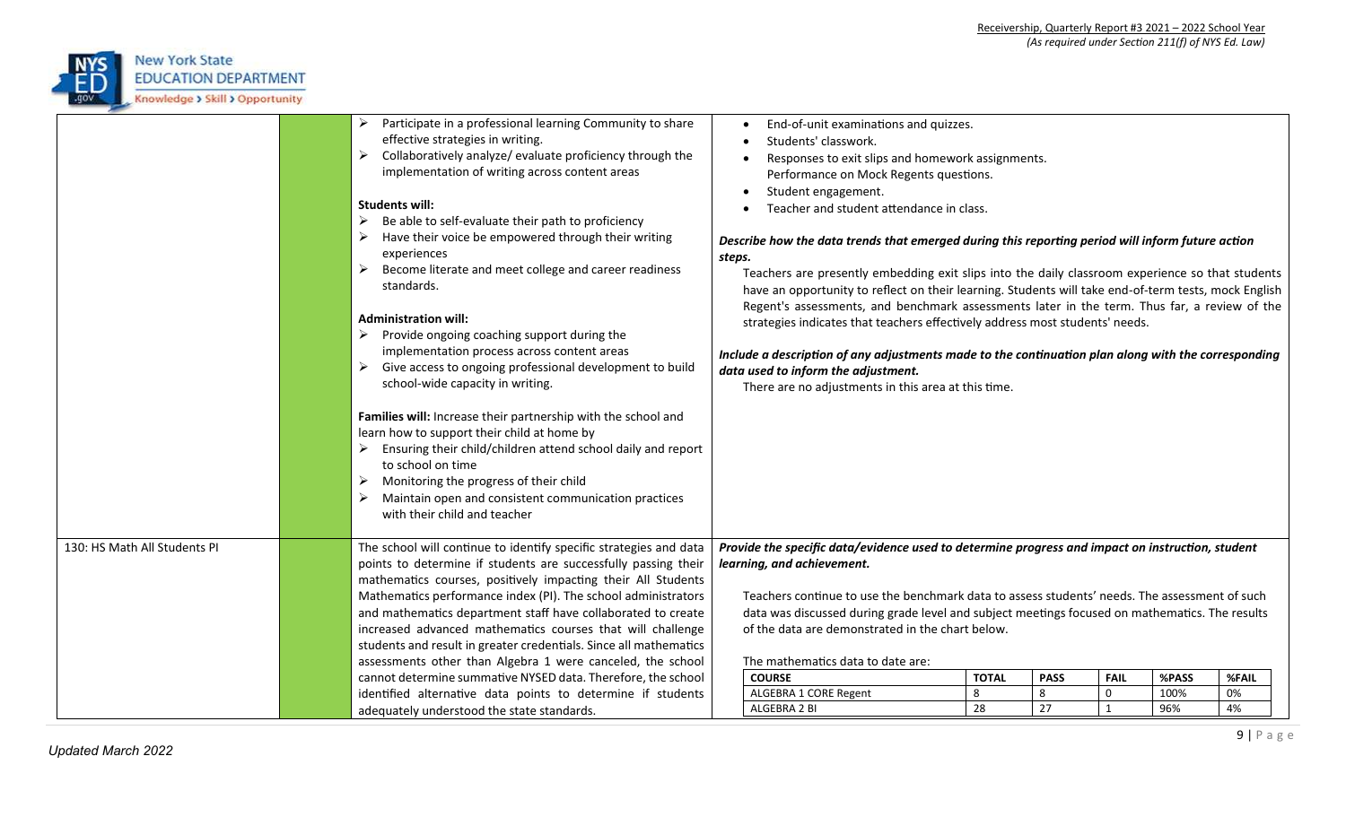- Participate in a professional learning Community to share effective strategies in writing.
- Collaboratively analyze/ evaluate proficiency through the implementation of writing across content areas

**Students will:**

- Be able to self-evaluate their path to proficiency
- Have their voice be empowered through their writing experiences
- Become literate and meet college and career readiness standards.

**Administration will:**

- Provide ongoing coaching support during the implementation process across content areas
- Give access to ongoing professional development to build school-wide capacity in writing.

**Families will:** Increase their partnership with the school and learn how to support their child at home by

- Ensuring their child/children attend school daily and report to school on time
- Monitoring the progress of their child
- Maintain open and consistent communication practices with their child and teacher

---

- End-of-unit examinations and quizzes.
- Students' classwork.
- Responses to exit slips and homework assignments. Performance on Mock Regents questions.
- Student engagement.
- Teacher and student attendance in class.

***Describe how the data trends that emerged during this reporting period will inform future action steps.***

Teachers are presently embedding exit slips into the daily classroom experience so that students have an opportunity to reflect on their learning. Students will take end-of-term tests, mock English Regent's assessments, and benchmark assessments later in the term. Thus far, a review of the strategies indicates that teachers effectively address most students' needs.

***Include a description of any adjustments made to the continuation plan along with the corresponding data used to inform the adjustment.***

There are no adjustments in this area at this time.

---

**130: HS Math All Students PI**

The school will continue to identify specific strategies and data points to determine if students are successfully passing their mathematics courses, positively impacting their All Students Mathematics performance index (PI). The school administrators and mathematics department staff have collaborated to create increased advanced mathematics courses that will challenge students and result in greater credentials. Since all mathematics assessments other than Algebra 1 were canceled, the school cannot determine summative NYSED data. Therefore, the school identified alternative data points to determine if students adequately understood the state standards.

***Provide the specific data/evidence used to determine progress and impact on instruction, student learning, and achievement.***

Teachers continue to use the benchmark data to assess students' needs. The assessment of such data was discussed during grade level and subject meetings focused on mathematics. The results of the data are demonstrated in the chart below.

The mathematics data to date are:

| COURSE | TOTAL | PASS | FAIL | %PASS | %FAIL |
|---|---|---|---|---|---|
| ALGEBRA 1 CORE Regent | 8 | 8 | 0 | 100% | 0% |
| ALGEBRA 2 BI | 28 | 27 | 1 | 96% | 4% |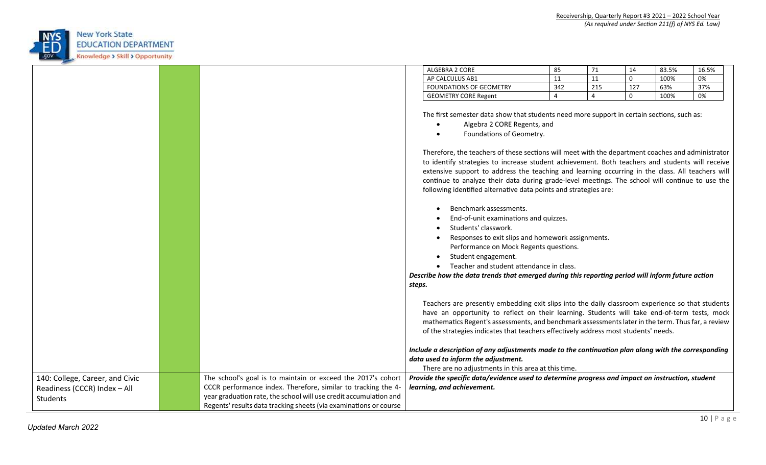| | | | |
|---|---|---|---|
| | | | <table><tr><td>ALGEBRA 2 CORE</td><td>85</td><td>71</td><td>14</td><td>83.5%</td><td>16.5%</td></tr><tr><td>AP CALCULUS AB1</td><td>11</td><td>11</td><td>0</td><td>100%</td><td>0%</td></tr><tr><td>FOUNDATIONS OF GEOMETRY</td><td>342</td><td>215</td><td>127</td><td>63%</td><td>37%</td></tr><tr><td>GEOMETRY CORE Regent</td><td>4</td><td>4</td><td>0</td><td>100%</td><td>0%</td></tr></table><br><br>The first semester data show that students need more support in certain sections, such as:<br>• Algebra 2 CORE Regents, and<br>• Foundations of Geometry.<br><br>Therefore, the teachers of these sections will meet with the department coaches and administrator to identify strategies to increase student achievement. Both teachers and students will receive extensive support to address the teaching and learning occurring in the class. All teachers will continue to analyze their data during grade-level meetings. The school will continue to use the following identified alternative data points and strategies are:<br><br>• Benchmark assessments.<br>• End-of-unit examinations and quizzes.<br>• Students' classwork.<br>• Responses to exit slips and homework assignments.<br>Performance on Mock Regents questions.<br>• Student engagement.<br>• Teacher and student attendance in class.<br><br>***Describe how the data trends that emerged during this reporting period will inform future action steps.***<br><br>Teachers are presently embedding exit slips into the daily classroom experience so that students have an opportunity to reflect on their learning. Students will take end-of-term tests, mock mathematics Regent's assessments, and benchmark assessments later in the term. Thus far, a review of the strategies indicates that teachers effectively address most students' needs.<br><br>***Include a description of any adjustments made to the continuation plan along with the corresponding data used to inform the adjustment.***<br>There are no adjustments in this area at this time. |
| 140: College, Career, and Civic Readiness (CCCR) Index – All Students | | The school's goal is to maintain or exceed the 2017's cohort CCCR performance index. Therefore, similar to tracking the 4-year graduation rate, the school will use credit accumulation and Regents' results data tracking sheets (via examinations or course | ***Provide the specific data/evidence used to determine progress and impact on instruction, student learning, and achievement.*** |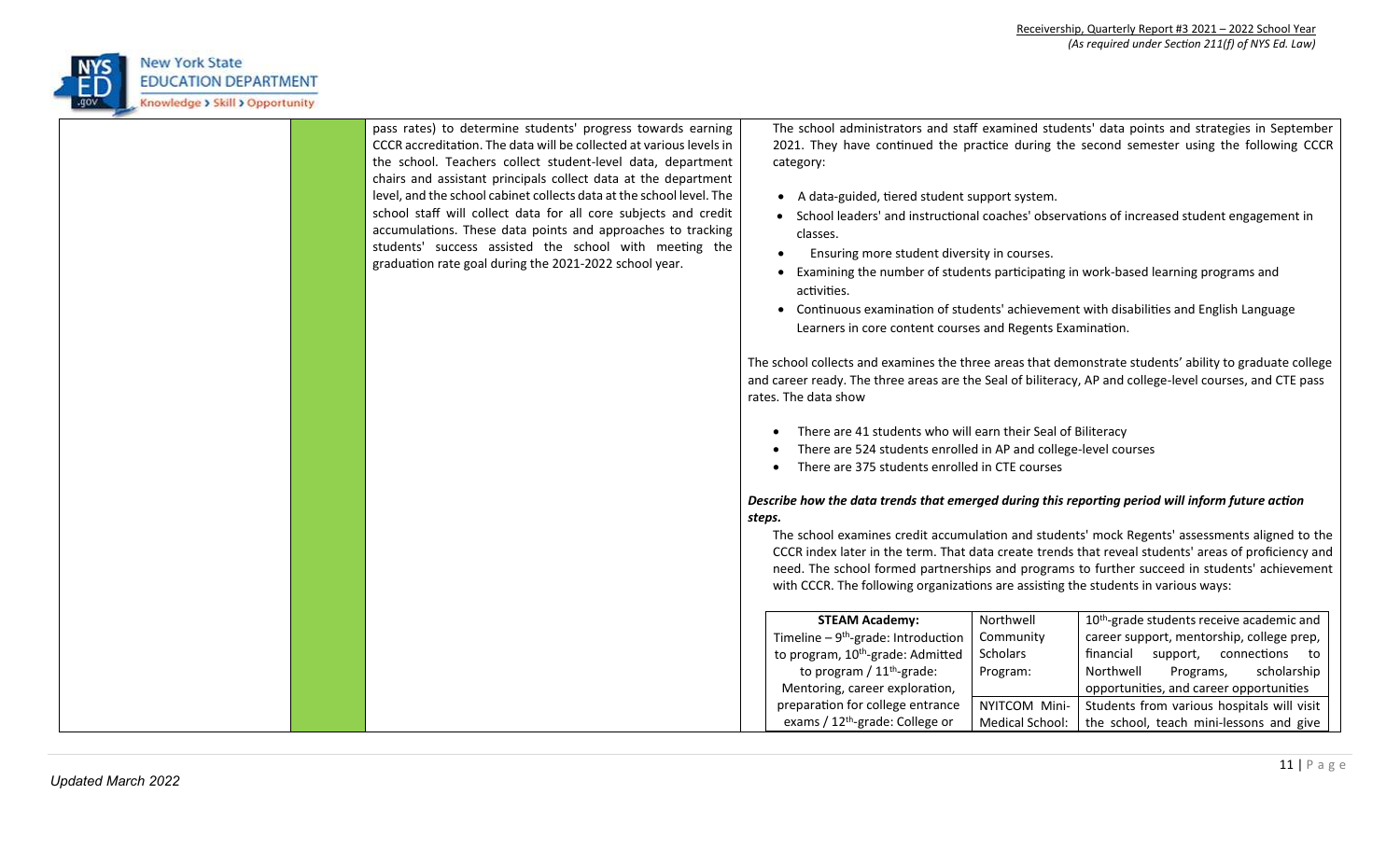| | | | |
|---|---|---|---|
| | | pass rates) to determine students' progress towards earning CCCR accreditation. The data will be collected at various levels in the school. Teachers collect student-level data, department chairs and assistant principals collect data at the department level, and the school cabinet collects data at the school level. The school staff will collect data for all core subjects and credit accumulations. These data points and approaches to tracking students' success assisted the school with meeting the graduation rate goal during the 2021-2022 school year. | The school administrators and staff examined students' data points and strategies in September 2021. They have continued the practice during the second semester using the following CCCR category:<br><br>• A data-guided, tiered student support system.<br>• School leaders' and instructional coaches' observations of increased student engagement in classes.<br>• Ensuring more student diversity in courses.<br>• Examining the number of students participating in work-based learning programs and activities.<br>• Continuous examination of students' achievement with disabilities and English Language Learners in core content courses and Regents Examination.<br><br>The school collects and examines the three areas that demonstrate students' ability to graduate college and career ready. The three areas are the Seal of biliteracy, AP and college-level courses, and CTE pass rates. The data show<br><br>• There are 41 students who will earn their Seal of Biliteracy<br>• There are 524 students enrolled in AP and college-level courses<br>• There are 375 students enrolled in CTE courses<br><br>***Describe how the data trends that emerged during this reporting period will inform future action steps.***<br><br>The school examines credit accumulation and students' mock Regents' assessments aligned to the CCCR index later in the term. That data create trends that reveal students' areas of proficiency and need. The school formed partnerships and programs to further succeed in students' achievement with CCCR. The following organizations are assisting the students in various ways: |

| **STEAM Academy:** Timeline – 9th-grade: Introduction to program, 10th-grade: Admitted to program / 11th-grade: Mentoring, career exploration, preparation for college entrance exams / 12th-grade: College or | Northwell Community Scholars Program: | 10th-grade students receive academic and career support, mentorship, college prep, financial support, connections to Northwell Programs, scholarship opportunities, and career opportunities |
|---|---|---|
| | NYITCOM Mini-Medical School: | Students from various hospitals will visit the school, teach mini-lessons and give |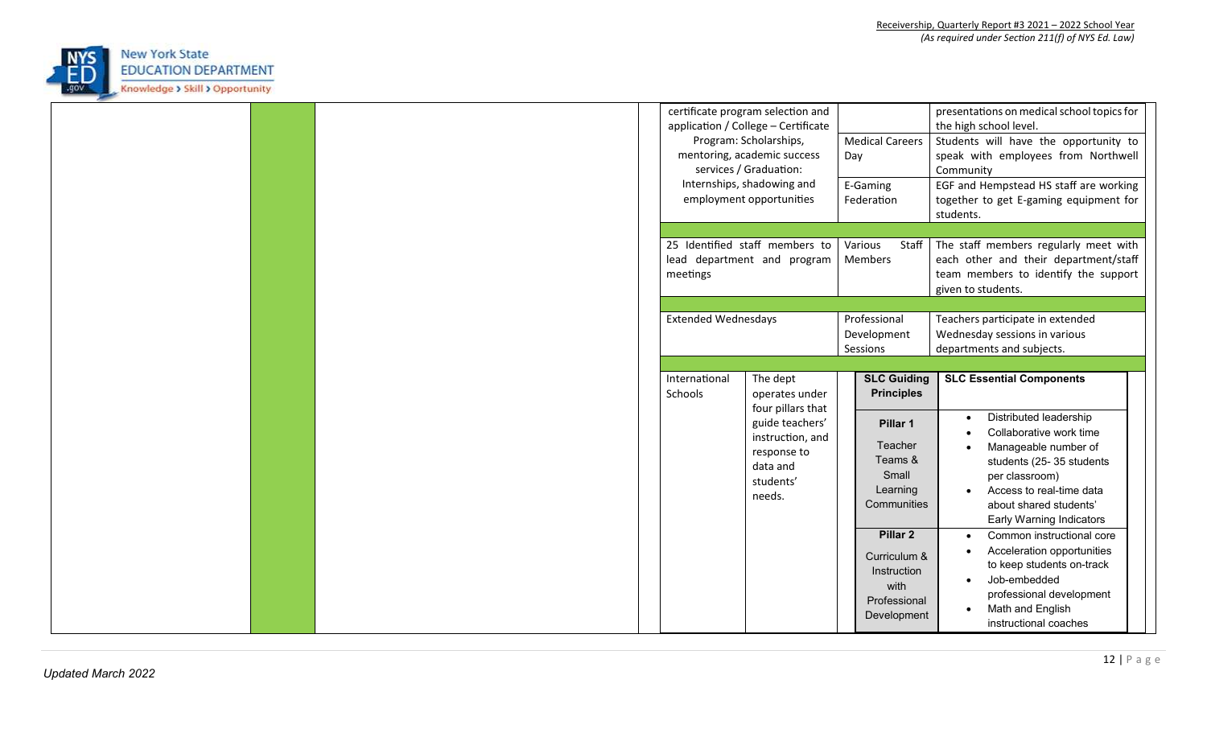| | | | | Activity | Type | Description |
|---|---|---|---|---|---|---|
| | | | | certificate program selection and application / College – Certificate Program: Scholarships, mentoring, academic success services / Graduation: Internships, shadowing and employment opportunities | | presentations on medical school topics for the high school level. |
| | | | | | Medical Careers Day | Students will have the opportunity to speak with employees from Northwell Community |
| | | | | | E-Gaming Federation | EGF and Hempstead HS staff are working together to get E-gaming equipment for students. |
| | | | | | | |
| | | | | 25 Identified staff members to lead department and program meetings | Various Staff Members | The staff members regularly meet with each other and their department/staff team members to identify the support given to students. |
| | | | | | | |
| | | | | Extended Wednesdays | Professional Development Sessions | Teachers participate in extended Wednesday sessions in various departments and subjects. |
| | | | | | | |
| | | | | International Schools — The dept operates under four pillars that guide teachers' instruction, and response to data and students' needs. | **SLC Guiding Principles** | **SLC Essential Components** |
| | | | | | **Pillar 1** Teacher Teams & Small Learning Communities | • Distributed leadership<br>• Collaborative work time<br>• Manageable number of students (25- 35 students per classroom)<br>• Access to real-time data about shared students' Early Warning Indicators |
| | | | | | **Pillar 2** Curriculum & Instruction with Professional Development | • Common instructional core<br>• Acceleration opportunities to keep students on-track<br>• Job-embedded professional development<br>• Math and English instructional coaches |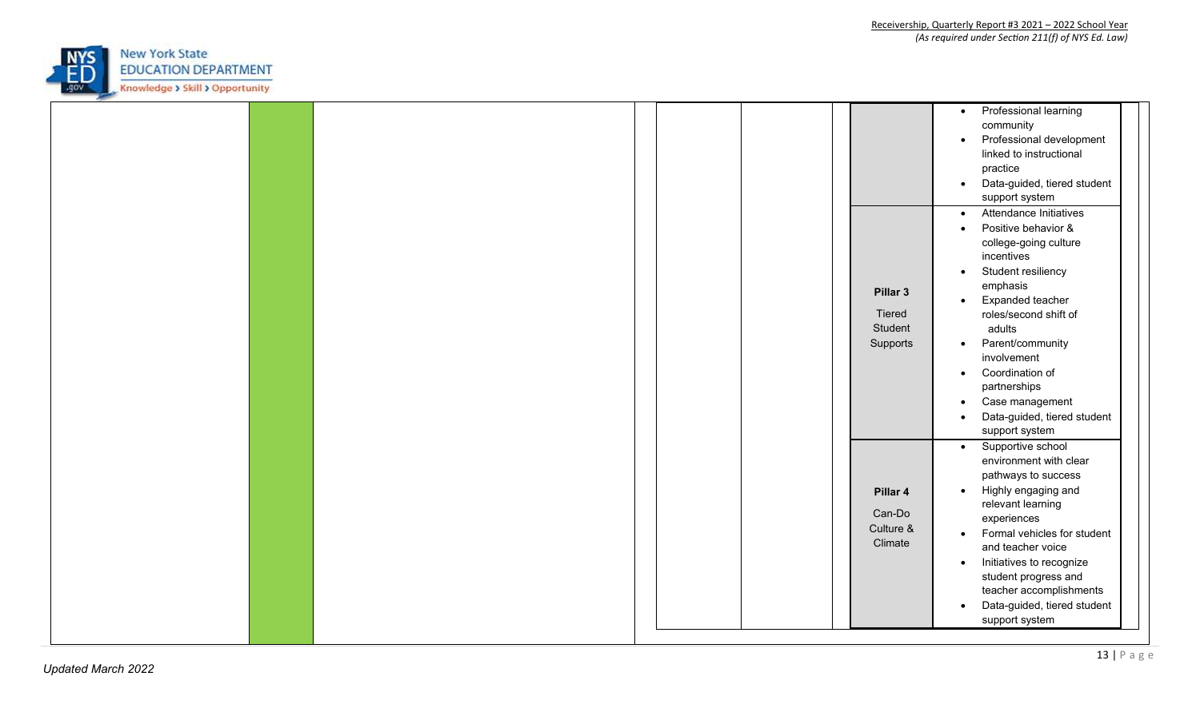| | | | | | | |
|---|---|---|---|---|---|---|
| | | | | | | • Professional learning community<br>• Professional development linked to instructional practice<br>• Data-guided, tiered student support system |
| | | | | | **Pillar 3**<br>Tiered Student Supports | • Attendance Initiatives<br>• Positive behavior & college-going culture incentives<br>• Student resiliency emphasis<br>• Expanded teacher roles/second shift of adults<br>• Parent/community involvement<br>• Coordination of partnerships<br>• Case management<br>• Data-guided, tiered student support system |
| | | | | | **Pillar 4**<br>Can-Do Culture & Climate | • Supportive school environment with clear pathways to success<br>• Highly engaging and relevant learning experiences<br>• Formal vehicles for student and teacher voice<br>• Initiatives to recognize student progress and teacher accomplishments<br>• Data-guided, tiered student support system |

*Updated March 2022*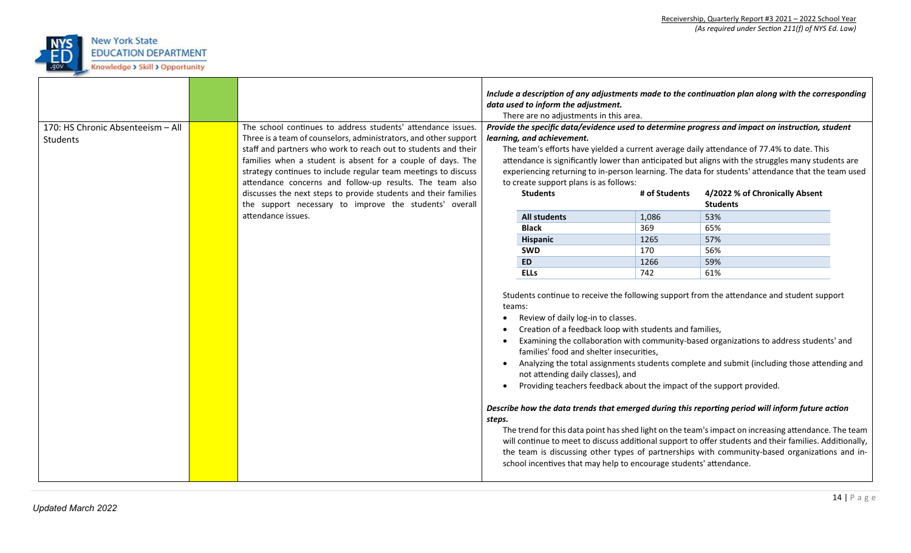| | | | *Include a description of any adjustments made to the continuation plan along with the corresponding data used to inform the adjustment.* There are no adjustments in this area. |
|---|---|---|---|
| 170: HS Chronic Absenteeism – All Students | | The school continues to address students' attendance issues. Three is a team of counselors, administrators, and other support staff and partners who work to reach out to students and their families when a student is absent for a couple of days. The strategy continues to include regular team meetings to discuss attendance concerns and follow-up results. The team also discusses the next steps to provide students and their families the support necessary to improve the students' overall attendance issues. | ***Provide the specific data/evidence used to determine progress and impact on instruction, student learning, and achievement.*** The team's efforts have yielded a current average daily attendance of 77.4% to date. This attendance is significantly lower than anticipated but aligns with the struggles many students are experiencing returning to in-person learning. The data for students' attendance that the team used to create support plans is as follows: **Students** / **# of Students** / **4/2022 % of Chronically Absent Students**: **All students** 1,086 53%; **Black** 369 65%; **Hispanic** 1265 57%; **SWD** 170 56%; **ED** 1266 59%; **ELLs** 742 61%. Students continue to receive the following support from the attendance and student support teams: • Review of daily log-in to classes. • Creation of a feedback loop with students and families, • Examining the collaboration with community-based organizations to address students' and families' food and shelter insecurities, • Analyzing the total assignments students complete and submit (including those attending and not attending daily classes), and • Providing teachers feedback about the impact of the support provided. ***Describe how the data trends that emerged during this reporting period will inform future action steps.*** The trend for this data point has shed light on the team's impact on increasing attendance. The team will continue to meet to discuss additional support to offer students and their families. Additionally, the team is discussing other types of partnerships with community-based organizations and in-school incentives that may help to encourage students' attendance. |

| Students | # of Students | 4/2022 % of Chronically Absent Students |
|---|---|---|
| **All students** | 1,086 | 53% |
| **Black** | 369 | 65% |
| **Hispanic** | 1265 | 57% |
| **SWD** | 170 | 56% |
| **ED** | 1266 | 59% |
| **ELLs** | 742 | 61% |

Updated March 2022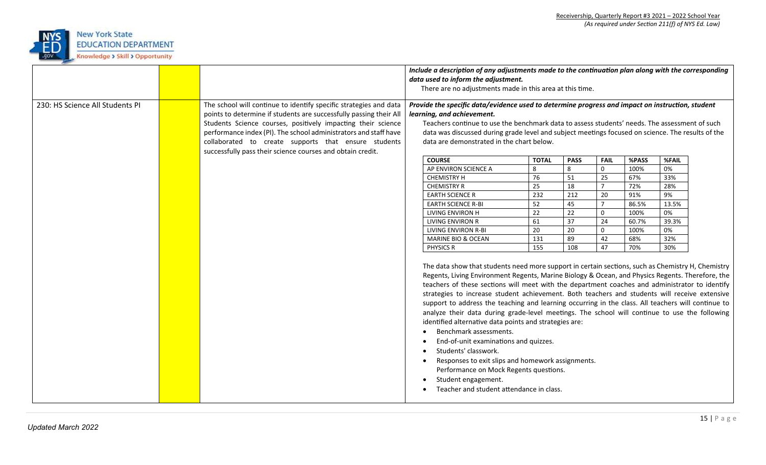| | | | |
|---|---|---|---|
| | | | ***Include a description of any adjustments made to the continuation plan along with the corresponding data used to inform the adjustment.*** There are no adjustments made in this area at this time. |
| 230: HS Science All Students PI | | The school will continue to identify specific strategies and data points to determine if students are successfully passing their All Students Science courses, positively impacting their science performance index (PI). The school administrators and staff have collaborated to create supports that ensure students successfully pass their science courses and obtain credit. | ***Provide the specific data/evidence used to determine progress and impact on instruction, student learning, and achievement.*** Teachers continue to use the benchmark data to assess students' needs. The assessment of such data was discussed during grade level and subject meetings focused on science. The results of the data are demonstrated in the chart below. (see table below) |

| COURSE | TOTAL | PASS | FAIL | %PASS | %FAIL |
|---|---|---|---|---|---|
| AP ENVIRON SCIENCE A | 8 | 8 | 0 | 100% | 0% |
| CHEMISTRY H | 76 | 51 | 25 | 67% | 33% |
| CHEMISTRY R | 25 | 18 | 7 | 72% | 28% |
| EARTH SCIENCE R | 232 | 212 | 20 | 91% | 9% |
| EARTH SCIENCE R-BI | 52 | 45 | 7 | 86.5% | 13.5% |
| LIVING ENVIRON H | 22 | 22 | 0 | 100% | 0% |
| LIVING ENVIRON R | 61 | 37 | 24 | 60.7% | 39.3% |
| LIVING ENVIRON R-BI | 20 | 20 | 0 | 100% | 0% |
| MARINE BIO & OCEAN | 131 | 89 | 42 | 68% | 32% |
| PHYSICS R | 155 | 108 | 47 | 70% | 30% |

The data show that students need more support in certain sections, such as Chemistry H, Chemistry Regents, Living Environment Regents, Marine Biology & Ocean, and Physics Regents. Therefore, the teachers of these sections will meet with the department coaches and administrator to identify strategies to increase student achievement. Both teachers and students will receive extensive support to address the teaching and learning occurring in the class. All teachers will continue to analyze their data during grade-level meetings. The school will continue to use the following identified alternative data points and strategies are:

- Benchmark assessments.
- End-of-unit examinations and quizzes.
- Students' classwork.
- Responses to exit slips and homework assignments.
  Performance on Mock Regents questions.
- Student engagement.
- Teacher and student attendance in class.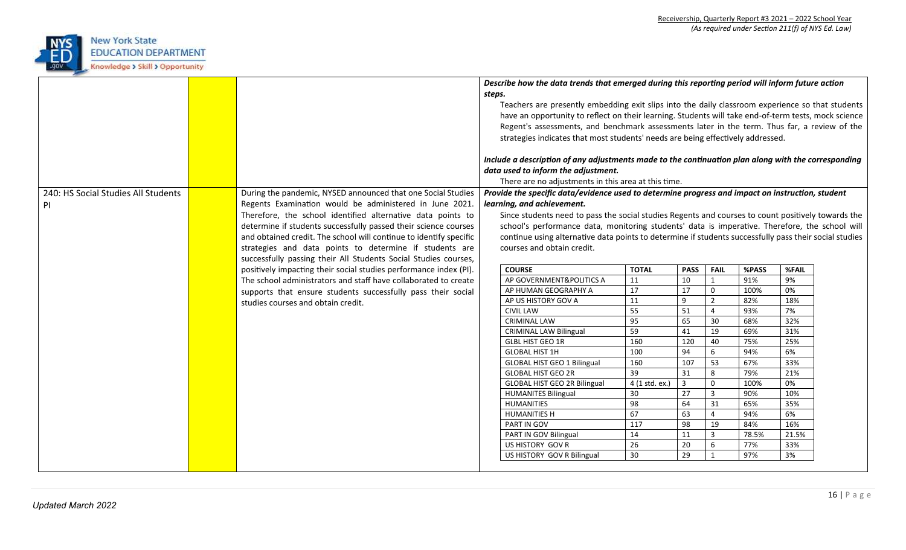| | | | |
|---|---|---|---|
| | | | ***Describe how the data trends that emerged during this reporting period will inform future action steps.***<br>Teachers are presently embedding exit slips into the daily classroom experience so that students have an opportunity to reflect on their learning. Students will take end-of-term tests, mock science Regent's assessments, and benchmark assessments later in the term. Thus far, a review of the strategies indicates that most students' needs are being effectively addressed.<br><br>***Include a description of any adjustments made to the continuation plan along with the corresponding data used to inform the adjustment.***<br>There are no adjustments in this area at this time. |
| 240: HS Social Studies All Students PI | | During the pandemic, NYSED announced that one Social Studies Regents Examination would be administered in June 2021. Therefore, the school identified alternative data points to determine if students successfully passed their science courses and obtained credit. The school will continue to identify specific strategies and data points to determine if students are successfully passing their All Students Social Studies courses, positively impacting their social studies performance index (PI). The school administrators and staff have collaborated to create supports that ensure students successfully pass their social studies courses and obtain credit. | ***Provide the specific data/evidence used to determine progress and impact on instruction, student learning, and achievement.***<br>Since students need to pass the social studies Regents and courses to count positively towards the school's performance data, monitoring students' data is imperative. Therefore, the school will continue using alternative data points to determine if students successfully pass their social studies courses and obtain credit. |

| COURSE | TOTAL | PASS | FAIL | %PASS | %FAIL |
|---|---|---|---|---|---|
| AP GOVERNMENT&POLITICS A | 11 | 10 | 1 | 91% | 9% |
| AP HUMAN GEOGRAPHY A | 17 | 17 | 0 | 100% | 0% |
| AP US HISTORY GOV A | 11 | 9 | 2 | 82% | 18% |
| CIVIL LAW | 55 | 51 | 4 | 93% | 7% |
| CRIMINAL LAW | 95 | 65 | 30 | 68% | 32% |
| CRIMINAL LAW Bilingual | 59 | 41 | 19 | 69% | 31% |
| GLBL HIST GEO 1R | 160 | 120 | 40 | 75% | 25% |
| GLOBAL HIST 1H | 100 | 94 | 6 | 94% | 6% |
| GLOBAL HIST GEO 1 Bilingual | 160 | 107 | 53 | 67% | 33% |
| GLOBAL HIST GEO 2R | 39 | 31 | 8 | 79% | 21% |
| GLOBAL HIST GEO 2R Bilingual | 4 (1 std. ex.) | 3 | 0 | 100% | 0% |
| HUMANITES Bilingual | 30 | 27 | 3 | 90% | 10% |
| HUMANITIES | 98 | 64 | 31 | 65% | 35% |
| HUMANITIES H | 67 | 63 | 4 | 94% | 6% |
| PART IN GOV | 117 | 98 | 19 | 84% | 16% |
| PART IN GOV Bilingual | 14 | 11 | 3 | 78.5% | 21.5% |
| US HISTORY GOV R | 26 | 20 | 6 | 77% | 33% |
| US HISTORY GOV R Bilingual | 30 | 29 | 1 | 97% | 3% |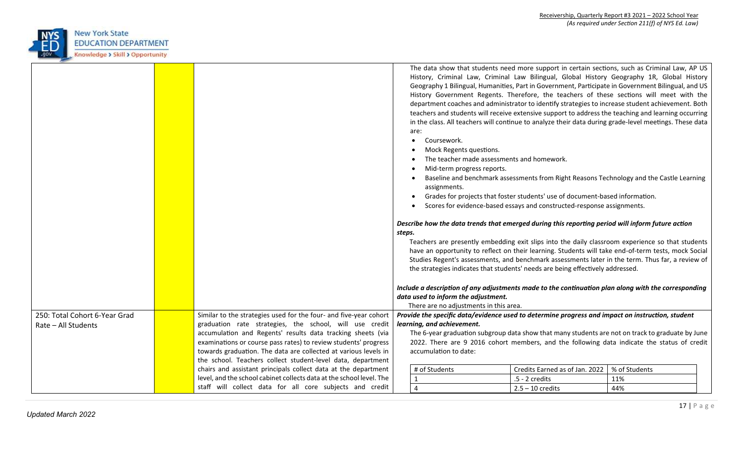| | | | |
|---|---|---|---|
| | | | The data show that students need more support in certain sections, such as Criminal Law, AP US History, Criminal Law, Criminal Law Bilingual, Global History Geography 1R, Global History Geography 1 Bilingual, Humanities, Part in Government, Participate in Government Bilingual, and US History Government Regents. Therefore, the teachers of these sections will meet with the department coaches and administrator to identify strategies to increase student achievement. Both teachers and students will receive extensive support to address the teaching and learning occurring in the class. All teachers will continue to analyze their data during grade-level meetings. These data are:<br>• Coursework.<br>• Mock Regents questions.<br>• The teacher made assessments and homework.<br>• Mid-term progress reports.<br>• Baseline and benchmark assessments from Right Reasons Technology and the Castle Learning assignments.<br>• Grades for projects that foster students' use of document-based information.<br>• Scores for evidence-based essays and constructed-response assignments.<br><br>***Describe how the data trends that emerged during this reporting period will inform future action steps.***<br>Teachers are presently embedding exit slips into the daily classroom experience so that students have an opportunity to reflect on their learning. Students will take end-of-term tests, mock Social Studies Regent's assessments, and benchmark assessments later in the term. Thus far, a review of the strategies indicates that students' needs are being effectively addressed.<br><br>***Include a description of any adjustments made to the continuation plan along with the corresponding data used to inform the adjustment.***<br>There are no adjustments in this area. |
| 250: Total Cohort 6-Year Grad Rate – All Students | | Similar to the strategies used for the four- and five-year cohort graduation rate strategies, the school, will use credit accumulation and Regents' results data tracking sheets (via examinations or course pass rates) to review students' progress towards graduation. The data are collected at various levels in the school. Teachers collect student-level data, department chairs and assistant principals collect data at the department level, and the school cabinet collects data at the school level. The staff will collect data for all core subjects and credit | ***Provide the specific data/evidence used to determine progress and impact on instruction, student learning, and achievement.***<br>The 6-year graduation subgroup data show that many students are not on track to graduate by June 2022. There are 9 2016 cohort members, and the following data indicate the status of credit accumulation to date:<br><br>\| # of Students \| Credits Earned as of Jan. 2022 \| % of Students \|<br>\|---\|---\|---\|<br>\| 1 \| .5 - 2 credits \| 11% \|<br>\| 4 \| 2.5 – 10 credits \| 44% \| |

Updated March 2022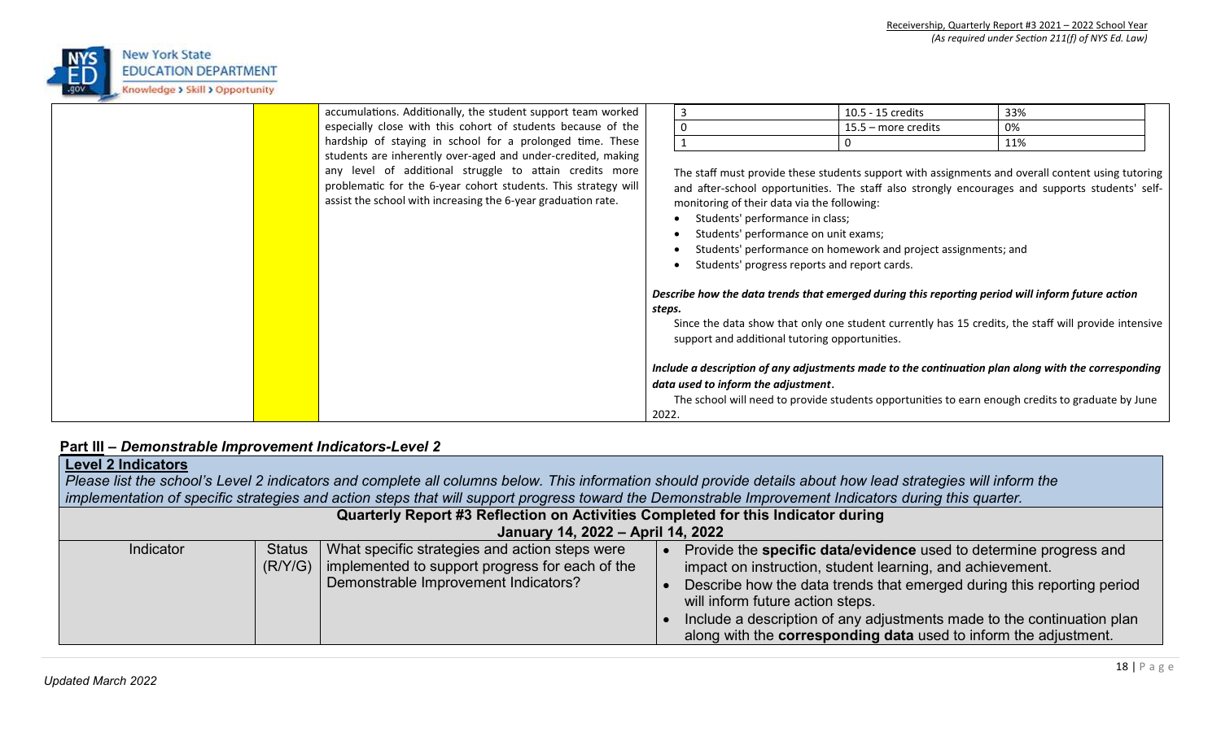| | | | |
|---|---|---|---|
| | | accumulations. Additionally, the student support team worked especially close with this cohort of students because of the hardship of staying in school for a prolonged time. These students are inherently over-aged and under-credited, making any level of additional struggle to attain credits more problematic for the 6-year cohort students. This strategy will assist the school with increasing the 6-year graduation rate. | 3 / 10.5 - 15 credits / 33%<br>0 / 15.5 – more credits / 0%<br>1 / 0 / 11%<br><br>The staff must provide these students support with assignments and overall content using tutoring and after-school opportunities. The staff also strongly encourages and supports students' self-monitoring of their data via the following:<br>• Students' performance in class;<br>• Students' performance on unit exams;<br>• Students' performance on homework and project assignments; and<br>• Students' progress reports and report cards.<br><br>***Describe how the data trends that emerged during this reporting period will inform future action steps.***<br>Since the data show that only one student currently has 15 credits, the staff will provide intensive support and additional tutoring opportunities.<br><br>***Include a description of any adjustments made to the continuation plan along with the corresponding data used to inform the adjustment.***<br>The school will need to provide students opportunities to earn enough credits to graduate by June 2022. |

## Part III – *Demonstrable Improvement Indicators-Level 2*

**Level 2 Indicators**

*Please list the school's Level 2 indicators and complete all columns below. This information should provide details about how lead strategies will inform the implementation of specific strategies and action steps that will support progress toward the Demonstrable Improvement Indicators during this quarter.*

**Quarterly Report #3 Reflection on Activities Completed for this Indicator during January 14, 2022 – April 14, 2022**

| Indicator | Status (R/Y/G) | What specific strategies and action steps were implemented to support progress for each of the Demonstrable Improvement Indicators? | • Provide the **specific data/evidence** used to determine progress and impact on instruction, student learning, and achievement.<br>• Describe how the data trends that emerged during this reporting period will inform future action steps.<br>• Include a description of any adjustments made to the continuation plan along with the **corresponding data** used to inform the adjustment. |
|---|---|---|---|

Updated March 2022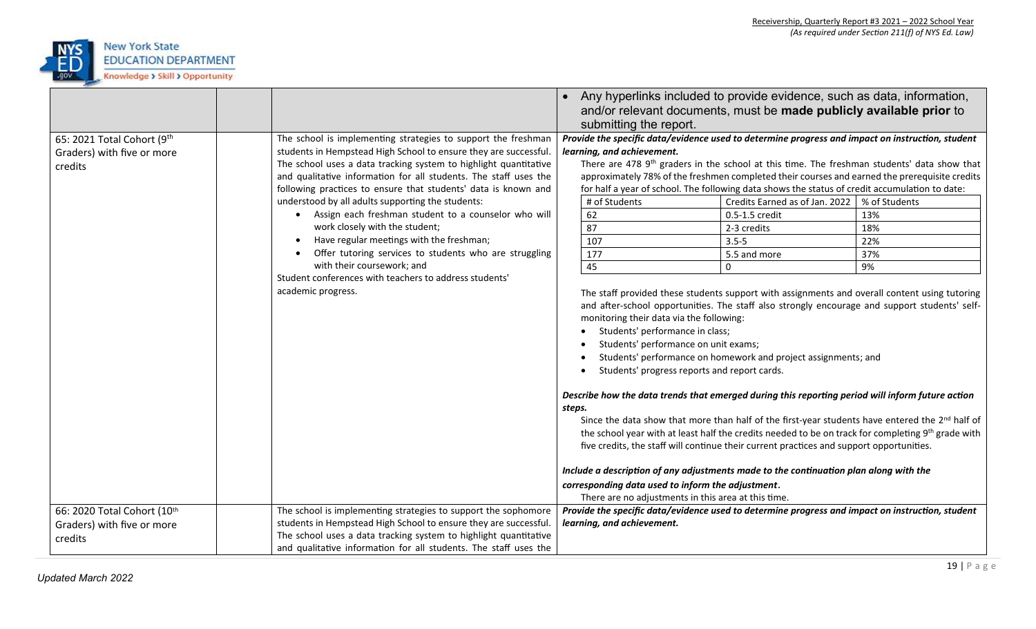| | | | • Any hyperlinks included to provide evidence, such as data, information, and/or relevant documents, must be **made publicly available prior** to submitting the report. |
|---|---|---|---|
| 65: 2021 Total Cohort (9th Graders) with five or more credits | | The school is implementing strategies to support the freshman students in Hempstead High School to ensure they are successful. The school uses a data tracking system to highlight quantitative and qualitative information for all students. The staff uses the following practices to ensure that students' data is known and understood by all adults supporting the students:<br>• Assign each freshman student to a counselor who will work closely with the student;<br>• Have regular meetings with the freshman;<br>• Offer tutoring services to students who are struggling with their coursework; and<br>Student conferences with teachers to address students' academic progress. | ***Provide the specific data/evidence used to determine progress and impact on instruction, student learning, and achievement.***<br>There are 478 9th graders in the school at this time. The freshman students' data show that approximately 78% of the freshmen completed their courses and earned the prerequisite credits for half a year of school. The following data shows the status of credit accumulation to date:<br>[# of Students / Credits Earned as of Jan. 2022 / % of Students]<br>62 / 0.5-1.5 credit / 13%<br>87 / 2-3 credits / 18%<br>107 / 3.5-5 / 22%<br>177 / 5.5 and more / 37%<br>45 / 0 / 9%<br><br>The staff provided these students support with assignments and overall content using tutoring and after-school opportunities. The staff also strongly encourage and support students' self-monitoring their data via the following:<br>• Students' performance in class;<br>• Students' performance on unit exams;<br>• Students' performance on homework and project assignments; and<br>• Students' progress reports and report cards.<br><br>***Describe how the data trends that emerged during this reporting period will inform future action steps.***<br>Since the data show that more than half of the first-year students have entered the 2nd half of the school year with at least half the credits needed to be on track for completing 9th grade with five credits, the staff will continue their current practices and support opportunities.<br><br>***Include a description of any adjustments made to the continuation plan along with the corresponding data used to inform the adjustment.***<br>There are no adjustments in this area at this time. |
| 66: 2020 Total Cohort (10th Graders) with five or more credits | | The school is implementing strategies to support the sophomore students in Hempstead High School to ensure they are successful. The school uses a data tracking system to highlight quantitative and qualitative information for all students. The staff uses the | ***Provide the specific data/evidence used to determine progress and impact on instruction, student learning, and achievement.*** |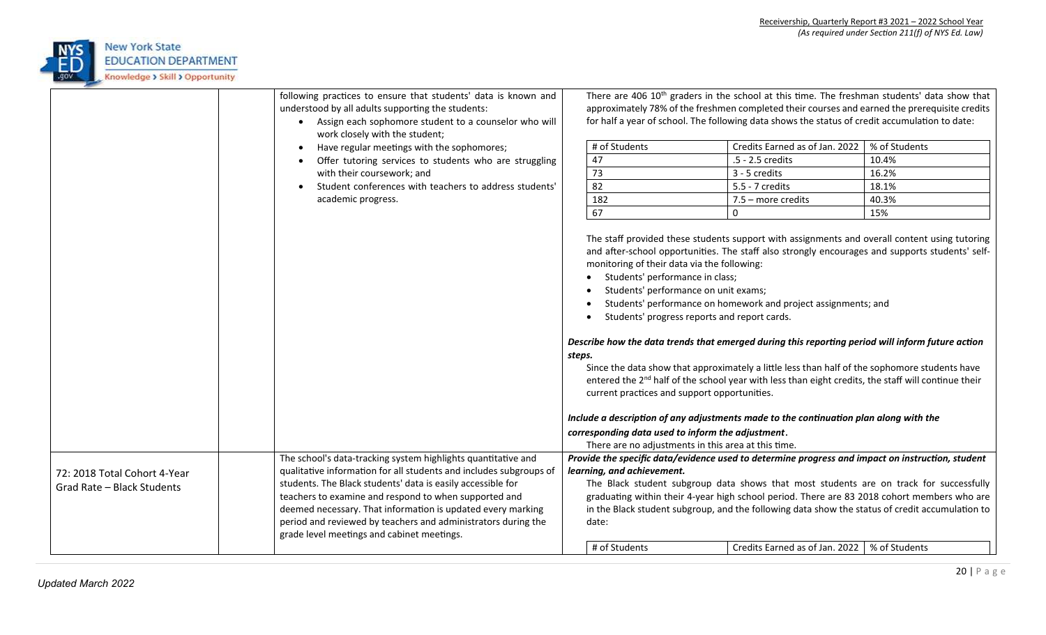| | | | |
|---|---|---|---|
| | | following practices to ensure that students' data is known and understood by all adults supporting the students:<br>• Assign each sophomore student to a counselor who will work closely with the student;<br>• Have regular meetings with the sophomores;<br>• Offer tutoring services to students who are struggling with their coursework; and<br>• Student conferences with teachers to address students' academic progress. | There are 406 10th graders in the school at this time. The freshman students' data show that approximately 78% of the freshmen completed their courses and earned the prerequisite credits for half a year of school. The following data shows the status of credit accumulation to date:<br><br>\| # of Students \| Credits Earned as of Jan. 2022 \| % of Students \|<br>\| 47 \| .5 - 2.5 credits \| 10.4% \|<br>\| 73 \| 3 - 5 credits \| 16.2% \|<br>\| 82 \| 5.5 - 7 credits \| 18.1% \|<br>\| 182 \| 7.5 – more credits \| 40.3% \|<br>\| 67 \| 0 \| 15% \|<br><br>The staff provided these students support with assignments and overall content using tutoring and after-school opportunities. The staff also strongly encourages and supports students' self-monitoring of their data via the following:<br>• Students' performance in class;<br>• Students' performance on unit exams;<br>• Students' performance on homework and project assignments; and<br>• Students' progress reports and report cards.<br><br>***Describe how the data trends that emerged during this reporting period will inform future action steps.***<br>Since the data show that approximately a little less than half of the sophomore students have entered the 2nd half of the school year with less than eight credits, the staff will continue their current practices and support opportunities.<br><br>***Include a description of any adjustments made to the continuation plan along with the corresponding data used to inform the adjustment.***<br>There are no adjustments in this area at this time. |
| 72: 2018 Total Cohort 4-Year Grad Rate – Black Students | | The school's data-tracking system highlights quantitative and qualitative information for all students and includes subgroups of students. The Black students' data is easily accessible for teachers to examine and respond to when supported and deemed necessary. That information is updated every marking period and reviewed by teachers and administrators during the grade level meetings and cabinet meetings. | ***Provide the specific data/evidence used to determine progress and impact on instruction, student learning, and achievement.***<br>The Black student subgroup data shows that most students are on track for successfully graduating within their 4-year high school period. There are 83 2018 cohort members who are in the Black student subgroup, and the following data show the status of credit accumulation to date:<br><br>\| # of Students \| Credits Earned as of Jan. 2022 \| % of Students \| |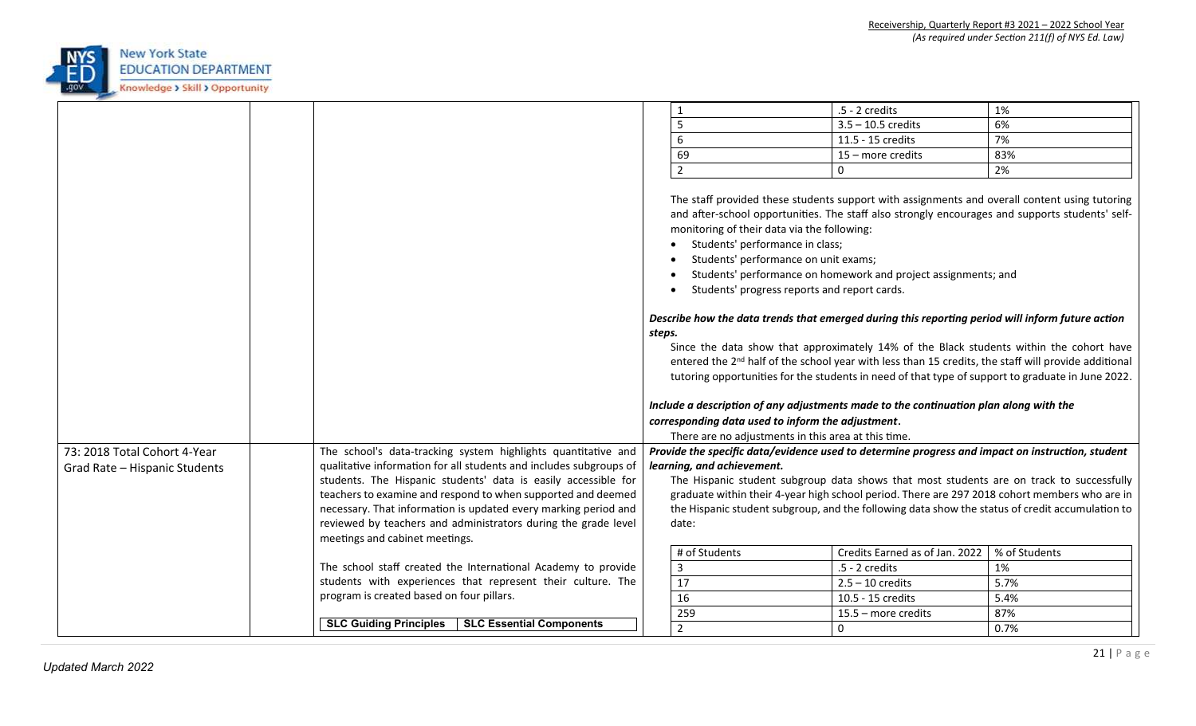| 1 | .5 - 2 credits | 1% |
| --- | --- | --- |
| 5 | 3.5 – 10.5 credits | 6% |
| 6 | 11.5 - 15 credits | 7% |
| 69 | 15 – more credits | 83% |
| 2 | 0 | 2% |

The staff provided these students support with assignments and overall content using tutoring and after-school opportunities. The staff also strongly encourages and supports students' self-monitoring of their data via the following:

- Students' performance in class;
- Students' performance on unit exams;
- Students' performance on homework and project assignments; and
- Students' progress reports and report cards.

***Describe how the data trends that emerged during this reporting period will inform future action steps.***

Since the data show that approximately 14% of the Black students within the cohort have entered the 2nd half of the school year with less than 15 credits, the staff will provide additional tutoring opportunities for the students in need of that type of support to graduate in June 2022.

***Include a description of any adjustments made to the continuation plan along with the corresponding data used to inform the adjustment.***

There are no adjustments in this area at this time.

---

**73: 2018 Total Cohort 4-Year Grad Rate – Hispanic Students**

The school's data-tracking system highlights quantitative and qualitative information for all students and includes subgroups of students. The Hispanic students' data is easily accessible for teachers to examine and respond to when supported and deemed necessary. That information is updated every marking period and reviewed by teachers and administrators during the grade level meetings and cabinet meetings.

The school staff created the International Academy to provide students with experiences that represent their culture. The program is created based on four pillars.

| SLC Guiding Principles | SLC Essential Components |
| --- | --- |

***Provide the specific data/evidence used to determine progress and impact on instruction, student learning, and achievement.***

The Hispanic student subgroup data shows that most students are on track to successfully graduate within their 4-year high school period. There are 297 2018 cohort members who are in the Hispanic student subgroup, and the following data show the status of credit accumulation to date:

| # of Students | Credits Earned as of Jan. 2022 | % of Students |
| --- | --- | --- |
| 3 | .5 - 2 credits | 1% |
| 17 | 2.5 – 10 credits | 5.7% |
| 16 | 10.5 - 15 credits | 5.4% |
| 259 | 15.5 – more credits | 87% |
| 2 | 0 | 0.7% |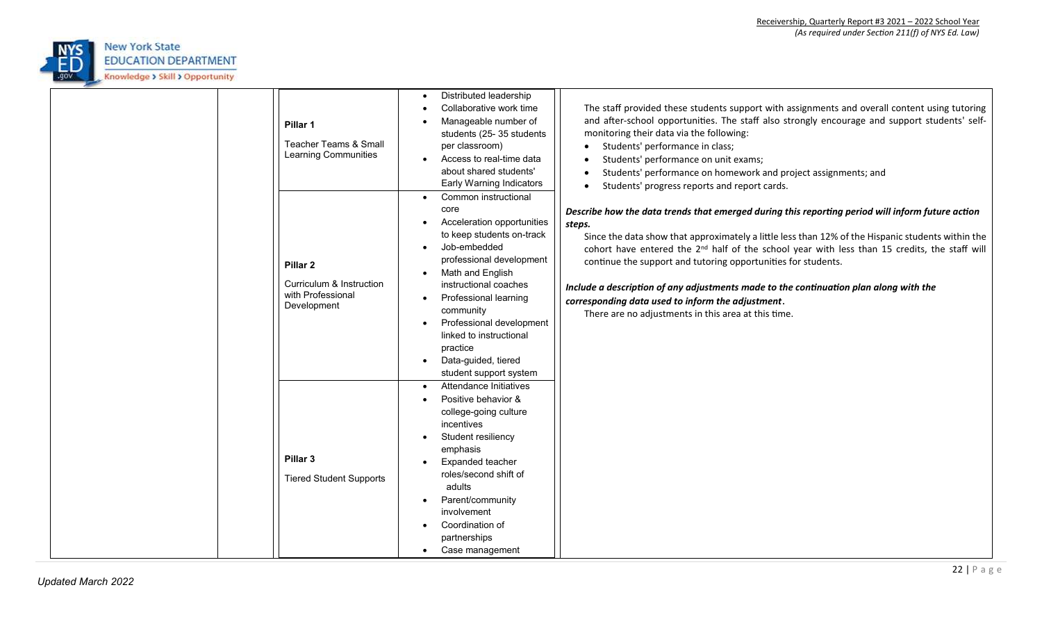| | | | | |
|---|---|---|---|---|
| | | **Pillar 1**<br><br>Teacher Teams & Small Learning Communities | • Distributed leadership<br>• Collaborative work time<br>• Manageable number of students (25- 35 students per classroom)<br>• Access to real-time data about shared students' Early Warning Indicators | The staff provided these students support with assignments and overall content using tutoring and after-school opportunities. The staff also strongly encourage and support students' self-monitoring their data via the following:<br>• Students' performance in class;<br>• Students' performance on unit exams;<br>• Students' performance on homework and project assignments; and<br>• Students' progress reports and report cards.<br><br>***Describe how the data trends that emerged during this reporting period will inform future action steps.***<br>Since the data show that approximately a little less than 12% of the Hispanic students within the cohort have entered the 2nd half of the school year with less than 15 credits, the staff will continue the support and tutoring opportunities for students.<br><br>***Include a description of any adjustments made to the continuation plan along with the corresponding data used to inform the adjustment.***<br>There are no adjustments in this area at this time. |
| | | **Pillar 2**<br><br>Curriculum & Instruction with Professional Development | • Common instructional core<br>• Acceleration opportunities to keep students on-track<br>• Job-embedded professional development<br>• Math and English instructional coaches<br>• Professional learning community<br>• Professional development linked to instructional practice<br>• Data-guided, tiered student support system | |
| | | **Pillar 3**<br><br>Tiered Student Supports | • Attendance Initiatives<br>• Positive behavior & college-going culture incentives<br>• Student resiliency emphasis<br>• Expanded teacher roles/second shift of adults<br>• Parent/community involvement<br>• Coordination of partnerships<br>• Case management | |

*Updated March 2022*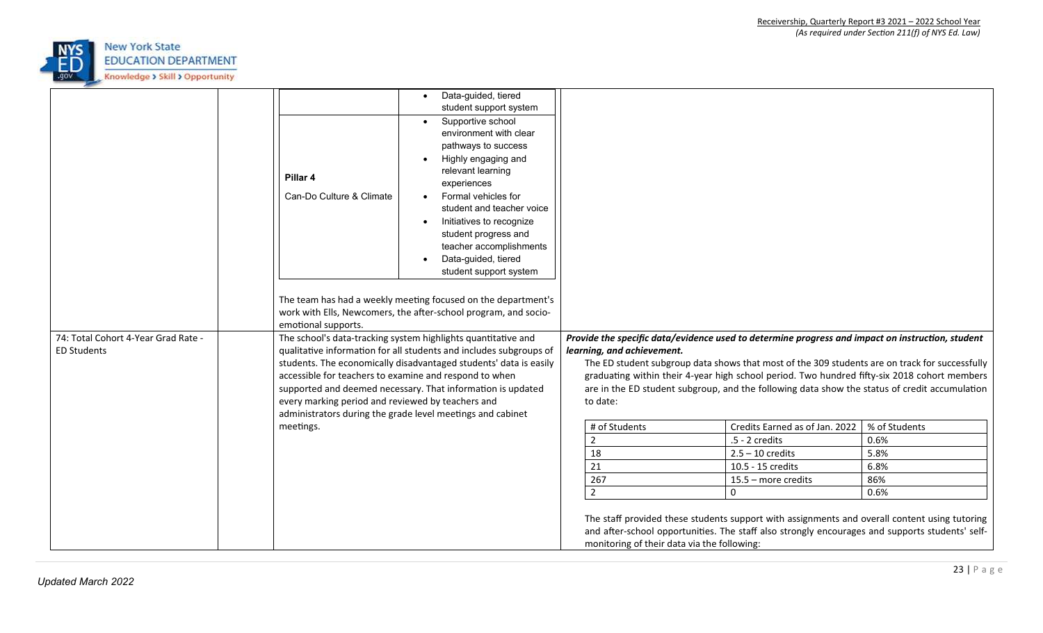| | | | |
|---|---|---|---|
| | | <table><tr><td></td><td>• Data-guided, tiered student support system</td></tr><tr><td>**Pillar 4**<br>Can-Do Culture & Climate</td><td>• Supportive school environment with clear pathways to success<br>• Highly engaging and relevant learning experiences<br>• Formal vehicles for student and teacher voice<br>• Initiatives to recognize student progress and teacher accomplishments<br>• Data-guided, tiered student support system</td></tr></table><br>The team has had a weekly meeting focused on the department's work with Ells, Newcomers, the after-school program, and socio-emotional supports. | |
| 74: Total Cohort 4-Year Grad Rate - ED Students | | The school's data-tracking system highlights quantitative and qualitative information for all students and includes subgroups of students. The economically disadvantaged students' data is easily accessible for teachers to examine and respond to when supported and deemed necessary. That information is updated every marking period and reviewed by teachers and administrators during the grade level meetings and cabinet meetings. | ***Provide the specific data/evidence used to determine progress and impact on instruction, student learning, and achievement.***<br>The ED student subgroup data shows that most of the 309 students are on track for successfully graduating within their 4-year high school period. Two hundred fifty-six 2018 cohort members are in the ED student subgroup, and the following data show the status of credit accumulation to date:<br><table><tr><th># of Students</th><th>Credits Earned as of Jan. 2022</th><th>% of Students</th></tr><tr><td>2</td><td>.5 - 2 credits</td><td>0.6%</td></tr><tr><td>18</td><td>2.5 – 10 credits</td><td>5.8%</td></tr><tr><td>21</td><td>10.5 - 15 credits</td><td>6.8%</td></tr><tr><td>267</td><td>15.5 – more credits</td><td>86%</td></tr><tr><td>2</td><td>0</td><td>0.6%</td></tr></table><br>The staff provided these students support with assignments and overall content using tutoring and after-school opportunities. The staff also strongly encourages and supports students' self-monitoring of their data via the following: |

Updated March 2022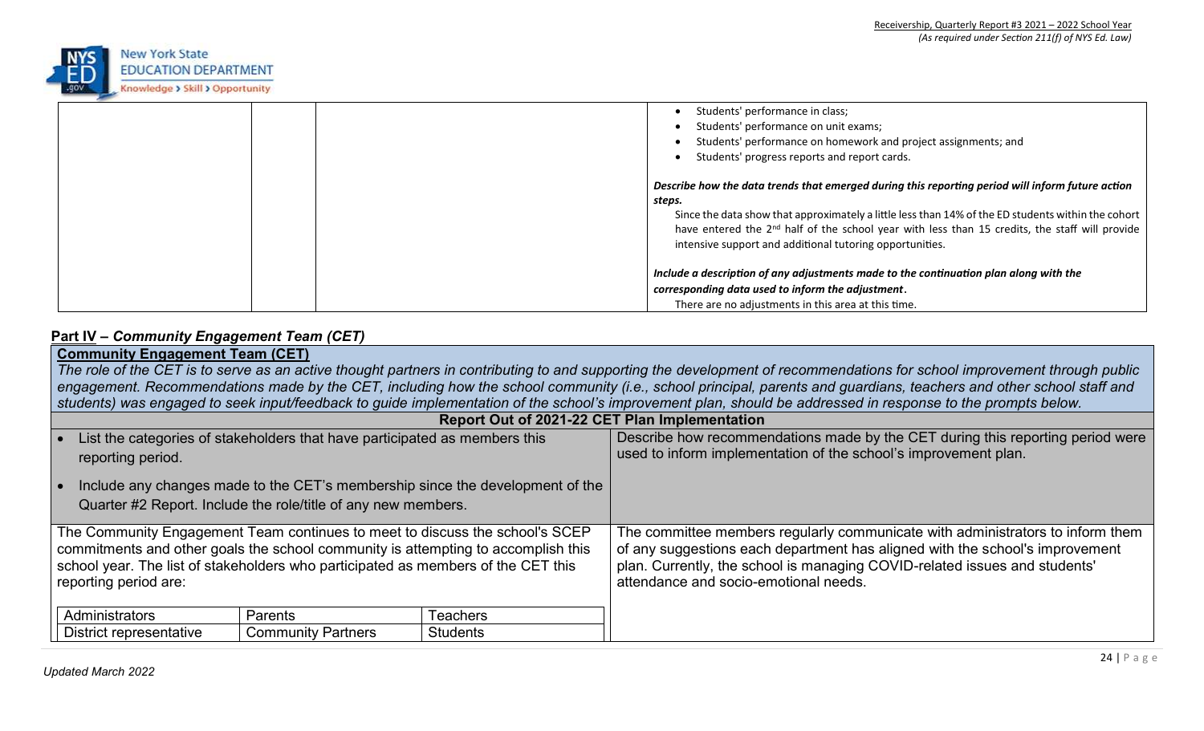| | | | • Students' performance in class;<br>• Students' performance on unit exams;<br>• Students' performance on homework and project assignments; and<br>• Students' progress reports and report cards.<br><br>***Describe how the data trends that emerged during this reporting period will inform future action steps.***<br>Since the data show that approximately a little less than 14% of the ED students within the cohort have entered the 2nd half of the school year with less than 15 credits, the staff will provide intensive support and additional tutoring opportunities.<br><br>***Include a description of any adjustments made to the continuation plan along with the corresponding data used to inform the adjustment.***<br>There are no adjustments in this area at this time. |
|---|---|---|---|

## Part IV – *Community Engagement Team (CET)*

**Community Engagement Team (CET)**

*The role of the CET is to serve as an active thought partners in contributing to and supporting the development of recommendations for school improvement through public engagement. Recommendations made by the CET, including how the school community (i.e., school principal, parents and guardians, teachers and other school staff and students) was engaged to seek input/feedback to guide implementation of the school's improvement plan, should be addressed in response to the prompts below.*

**Report Out of 2021-22 CET Plan Implementation**

| • List the categories of stakeholders that have participated as members this reporting period.<br>• Include any changes made to the CET's membership since the development of the Quarter #2 Report. Include the role/title of any new members. | Describe how recommendations made by the CET during this reporting period were used to inform implementation of the school's improvement plan. |
|---|---|
| The Community Engagement Team continues to meet to discuss the school's SCEP commitments and other goals the school community is attempting to accomplish this school year. The list of stakeholders who participated as members of the CET this reporting period are:<br><br>Administrators; Parents; Teachers<br>District representative; Community Partners; Students | The committee members regularly communicate with administrators to inform them of any suggestions each department has aligned with the school's improvement plan. Currently, the school is managing COVID-related issues and students' attendance and socio-emotional needs. |

| Administrators | Parents | Teachers |
|---|---|---|
| District representative | Community Partners | Students |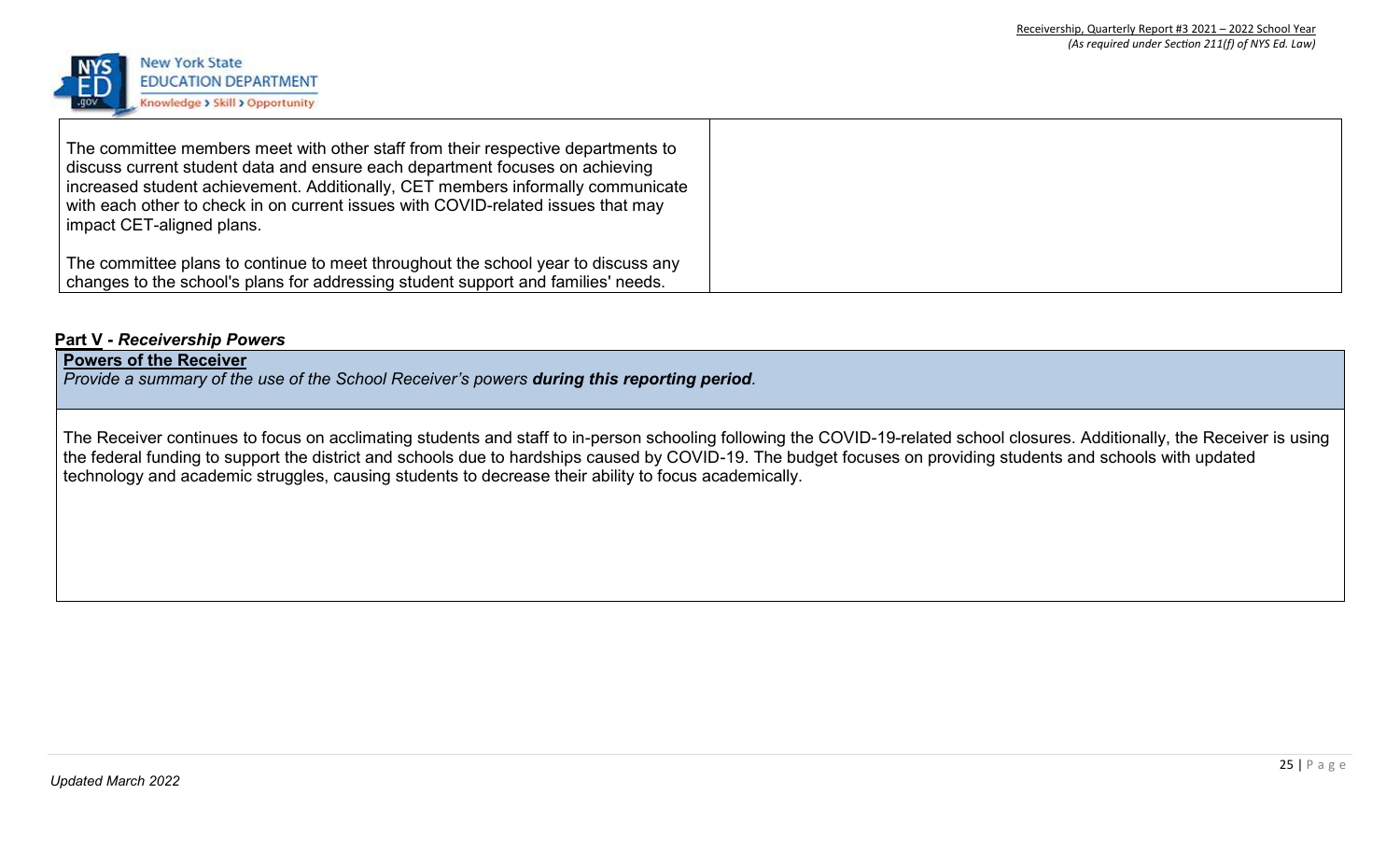| | |
|---|---|
| The committee members meet with other staff from their respective departments to discuss current student data and ensure each department focuses on achieving increased student achievement. Additionally, CET members informally communicate with each other to check in on current issues with COVID-related issues that may impact CET-aligned plans.<br><br>The committee plans to continue to meet throughout the school year to discuss any changes to the school's plans for addressing student support and families' needs. | |

## Part V - *Receivership Powers*

**Powers of the Receiver**

*Provide a summary of the use of the School Receiver's powers* ***during this reporting period****.*

The Receiver continues to focus on acclimating students and staff to in-person schooling following the COVID-19-related school closures. Additionally, the Receiver is using the federal funding to support the district and schools due to hardships caused by COVID-19. The budget focuses on providing students and schools with updated technology and academic struggles, causing students to decrease their ability to focus academically.

*Updated March 2022*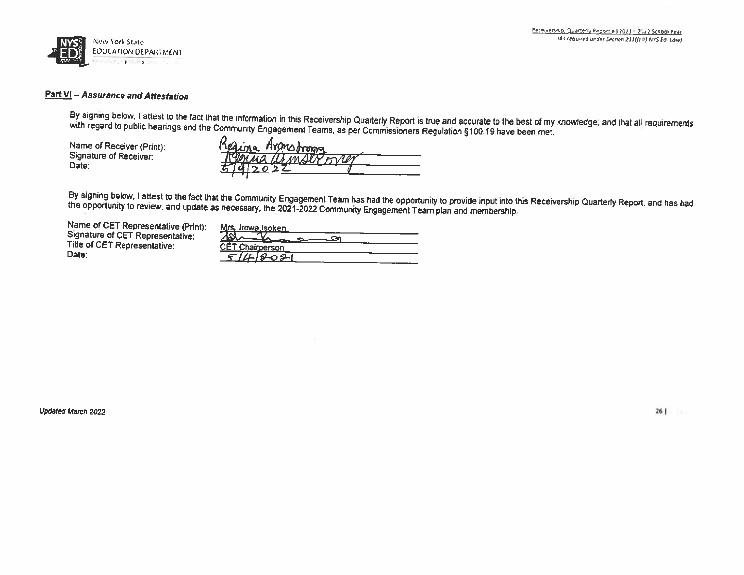## Part VI – *Assurance and Attestation*

By signing below, I attest to the fact that the information in this Receivership Quarterly Report is true and accurate to the best of my knowledge; and that all requirements with regard to public hearings and the Community Engagement Teams, as per Commissioners Regulation §100.19 have been met.

Name of Receiver (Print): Regina Armstrong
Signature of Receiver: Regina Armstrong
Date: 5/9/2022

By signing below, I attest to the fact that the Community Engagement Team has had the opportunity to provide input into this Receivership Quarterly Report, and has had the opportunity to review, and update as necessary, the 2021-2022 Community Engagement Team plan and membership.

Name of CET Representative (Print): Mrs. Irowa Isoken
Signature of CET Representative:
Title of CET Representative: CET Chairperson
Date: 5/4/2021

*Updated March 2022*